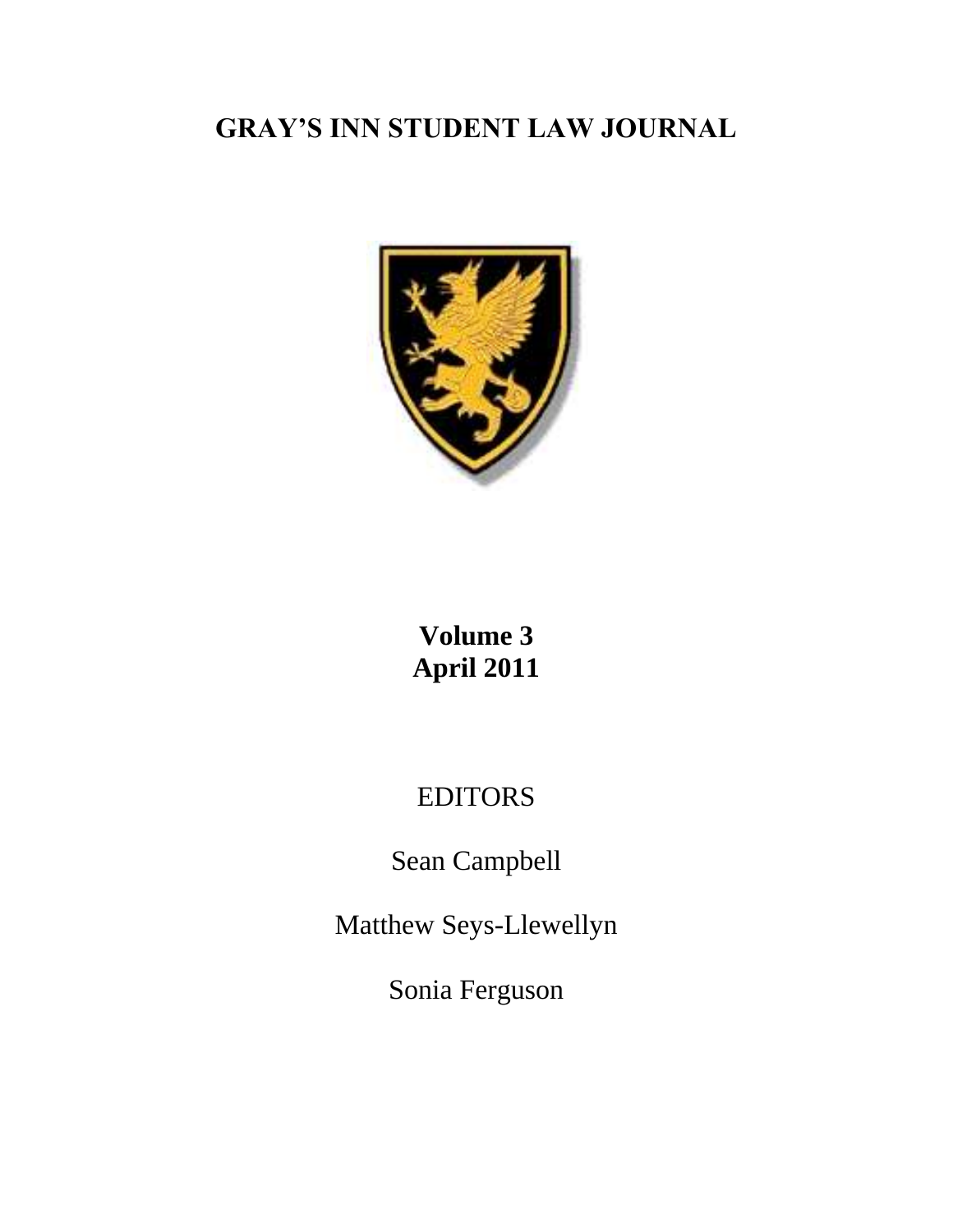# GRAY'S INN STUDENT LAW JOURNAL

**Volume 3**
**April 2011**

EDITORS

Sean Campbell

Matthew Seys-Llewellyn

Sonia Ferguson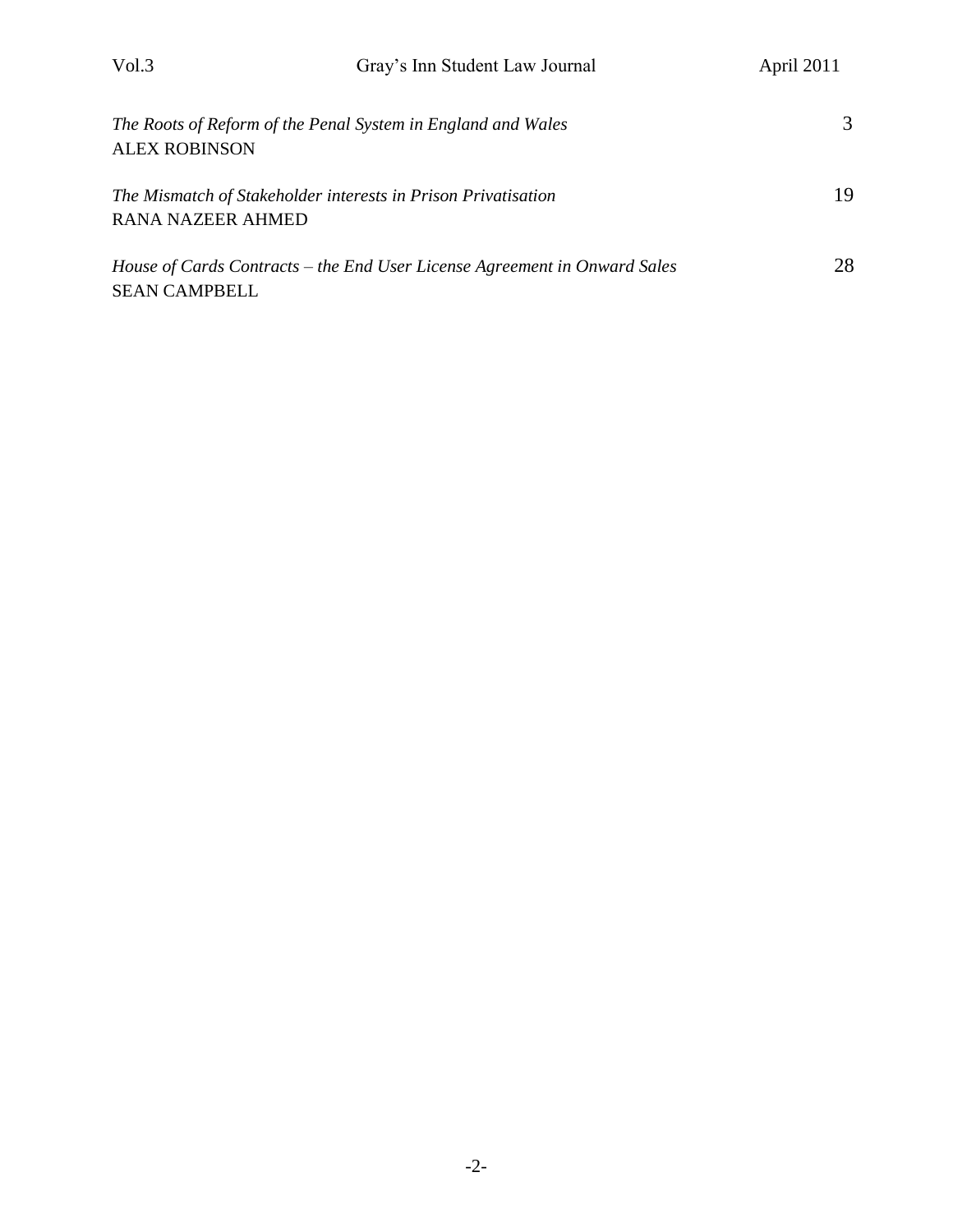| | |
|---|---|
| *The Roots of Reform of the Penal System in England and Wales*<br>ALEX ROBINSON | 3 |
| *The Mismatch of Stakeholder interests in Prison Privatisation*<br>RANA NAZEER AHMED | 19 |
| *House of Cards Contracts – the End User License Agreement in Onward Sales*<br>SEAN CAMPBELL | 28 |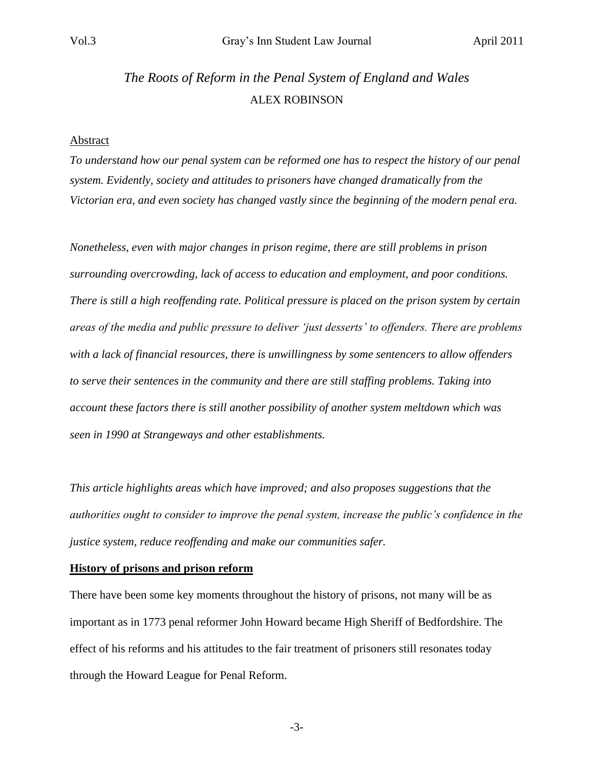# *The Roots of Reform in the Penal System of England and Wales*

ALEX ROBINSON

Abstract

*To understand how our penal system can be reformed one has to respect the history of our penal system. Evidently, society and attitudes to prisoners have changed dramatically from the Victorian era, and even society has changed vastly since the beginning of the modern penal era.*

*Nonetheless, even with major changes in prison regime, there are still problems in prison surrounding overcrowding, lack of access to education and employment, and poor conditions. There is still a high reoffending rate. Political pressure is placed on the prison system by certain areas of the media and public pressure to deliver 'just desserts' to offenders. There are problems with a lack of financial resources, there is unwillingness by some sentencers to allow offenders to serve their sentences in the community and there are still staffing problems. Taking into account these factors there is still another possibility of another system meltdown which was seen in 1990 at Strangeways and other establishments.*

*This article highlights areas which have improved; and also proposes suggestions that the authorities ought to consider to improve the penal system, increase the public's confidence in the justice system, reduce reoffending and make our communities safer.*

## History of prisons and prison reform

There have been some key moments throughout the history of prisons, not many will be as important as in 1773 penal reformer John Howard became High Sheriff of Bedfordshire. The effect of his reforms and his attitudes to the fair treatment of prisoners still resonates today through the Howard League for Penal Reform.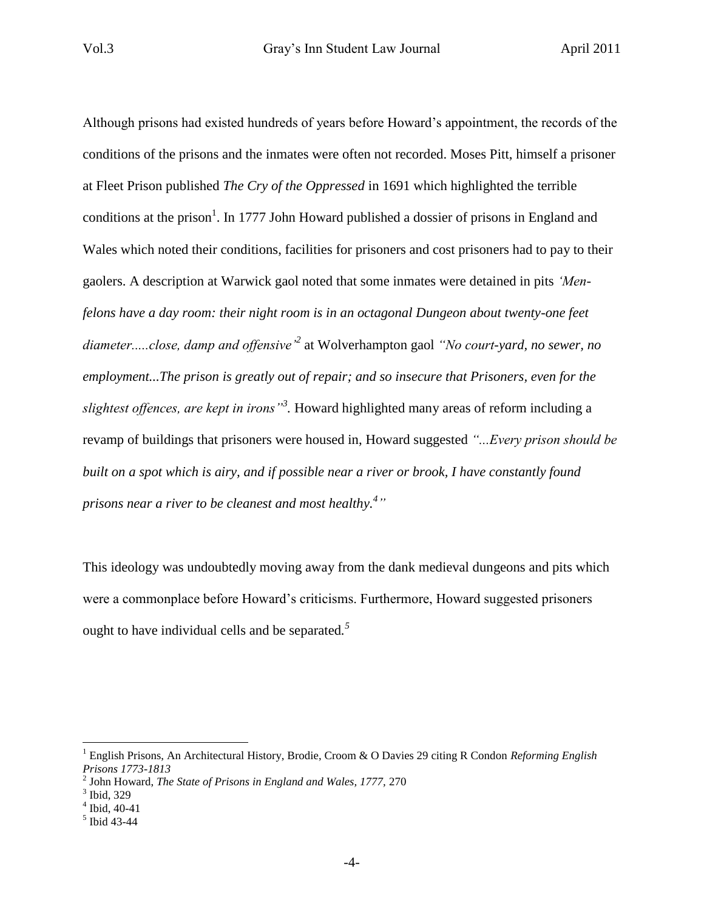Although prisons had existed hundreds of years before Howard's appointment, the records of the conditions of the prisons and the inmates were often not recorded. Moses Pitt, himself a prisoner at Fleet Prison published *The Cry of the Oppressed* in 1691 which highlighted the terrible conditions at the prison[1]. In 1777 John Howard published a dossier of prisons in England and Wales which noted their conditions, facilities for prisoners and cost prisoners had to pay to their gaolers. A description at Warwick gaol noted that some inmates were detained in pits *'Men-felons have a day room: their night room is in an octagonal Dungeon about twenty-one feet diameter.....close, damp and offensive'*[2] at Wolverhampton gaol *"No court-yard, no sewer, no employment...The prison is greatly out of repair; and so insecure that Prisoners, even for the slightest offences, are kept in irons"*[3]. Howard highlighted many areas of reform including a revamp of buildings that prisoners were housed in, Howard suggested *"...Every prison should be built on a spot which is airy, and if possible near a river or brook, I have constantly found prisons near a river to be cleanest and most healthy.*[4]*"*

This ideology was undoubtedly moving away from the dank medieval dungeons and pits which were a commonplace before Howard's criticisms. Furthermore, Howard suggested prisoners ought to have individual cells and be separated.[5]

---

[1] English Prisons, An Architectural History, Brodie, Croom & O Davies 29 citing R Condon *Reforming English Prisons 1773-1813*

[2] John Howard, *The State of Prisons in England and Wales, 1777*, 270

[3] Ibid, 329

[4] Ibid, 40-41

[5] Ibid 43-44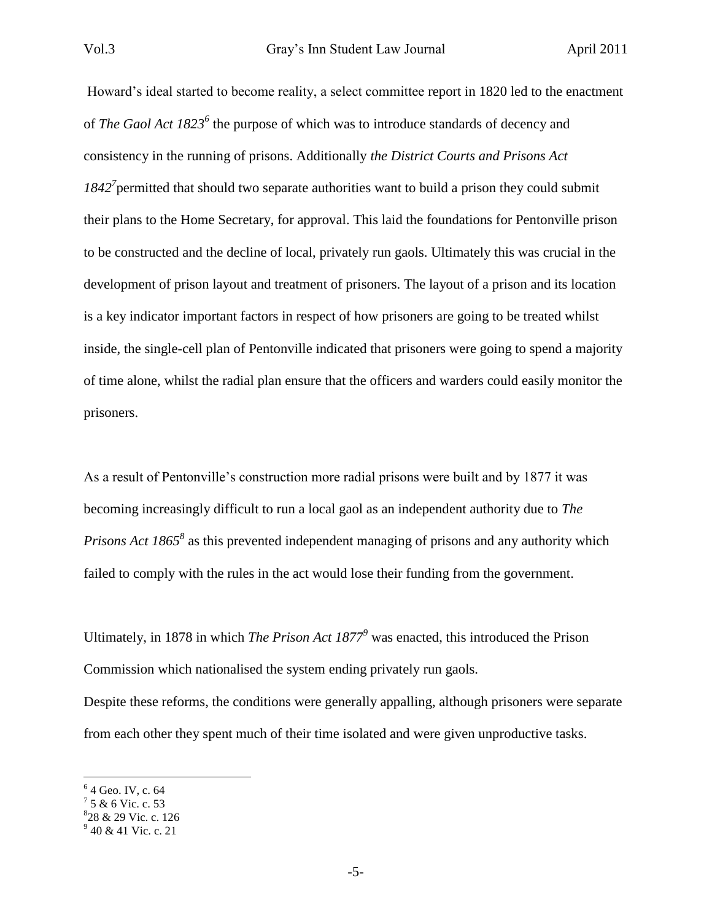Howard's ideal started to become reality, a select committee report in 1820 led to the enactment of *The Gaol Act 1823*[6] the purpose of which was to introduce standards of decency and consistency in the running of prisons. Additionally *the District Courts and Prisons Act 1842*[7] permitted that should two separate authorities want to build a prison they could submit their plans to the Home Secretary, for approval. This laid the foundations for Pentonville prison to be constructed and the decline of local, privately run gaols. Ultimately this was crucial in the development of prison layout and treatment of prisoners. The layout of a prison and its location is a key indicator important factors in respect of how prisoners are going to be treated whilst inside, the single-cell plan of Pentonville indicated that prisoners were going to spend a majority of time alone, whilst the radial plan ensure that the officers and warders could easily monitor the prisoners.

As a result of Pentonville's construction more radial prisons were built and by 1877 it was becoming increasingly difficult to run a local gaol as an independent authority due to *The Prisons Act 1865*[8] as this prevented independent managing of prisons and any authority which failed to comply with the rules in the act would lose their funding from the government.

Ultimately, in 1878 in which *The Prison Act 1877*[9] was enacted, this introduced the Prison Commission which nationalised the system ending privately run gaols.
Despite these reforms, the conditions were generally appalling, although prisoners were separate from each other they spent much of their time isolated and were given unproductive tasks.

---

[6] 4 Geo. IV, c. 64
[7] 5 & 6 Vic. c. 53
[8] 28 & 29 Vic. c. 126
[9] 40 & 41 Vic. c. 21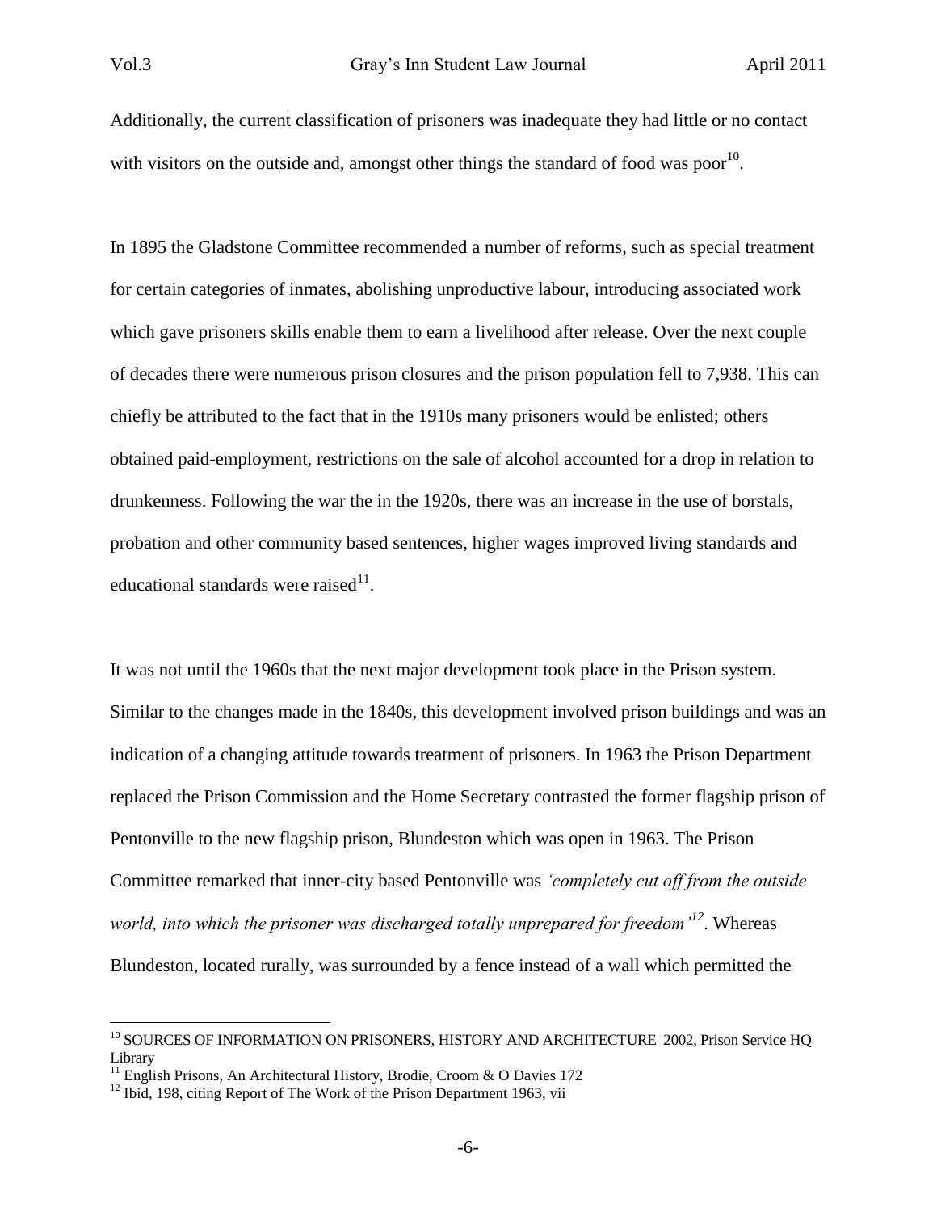Additionally, the current classification of prisoners was inadequate they had little or no contact with visitors on the outside and, amongst other things the standard of food was poor[10].

In 1895 the Gladstone Committee recommended a number of reforms, such as special treatment for certain categories of inmates, abolishing unproductive labour, introducing associated work which gave prisoners skills enable them to earn a livelihood after release. Over the next couple of decades there were numerous prison closures and the prison population fell to 7,938. This can chiefly be attributed to the fact that in the 1910s many prisoners would be enlisted; others obtained paid-employment, restrictions on the sale of alcohol accounted for a drop in relation to drunkenness. Following the war the in the 1920s, there was an increase in the use of borstals, probation and other community based sentences, higher wages improved living standards and educational standards were raised[11].

It was not until the 1960s that the next major development took place in the Prison system. Similar to the changes made in the 1840s, this development involved prison buildings and was an indication of a changing attitude towards treatment of prisoners. In 1963 the Prison Department replaced the Prison Commission and the Home Secretary contrasted the former flagship prison of Pentonville to the new flagship prison, Blundeston which was open in 1963. The Prison Committee remarked that inner-city based Pentonville was *'completely cut off from the outside world, into which the prisoner was discharged totally unprepared for freedom'*[12]. Whereas Blundeston, located rurally, was surrounded by a fence instead of a wall which permitted the

---

[10] SOURCES OF INFORMATION ON PRISONERS, HISTORY AND ARCHITECTURE 2002, Prison Service HQ Library

[11] English Prisons, An Architectural History, Brodie, Croom & O Davies 172

[12] Ibid, 198, citing Report of The Work of the Prison Department 1963, vii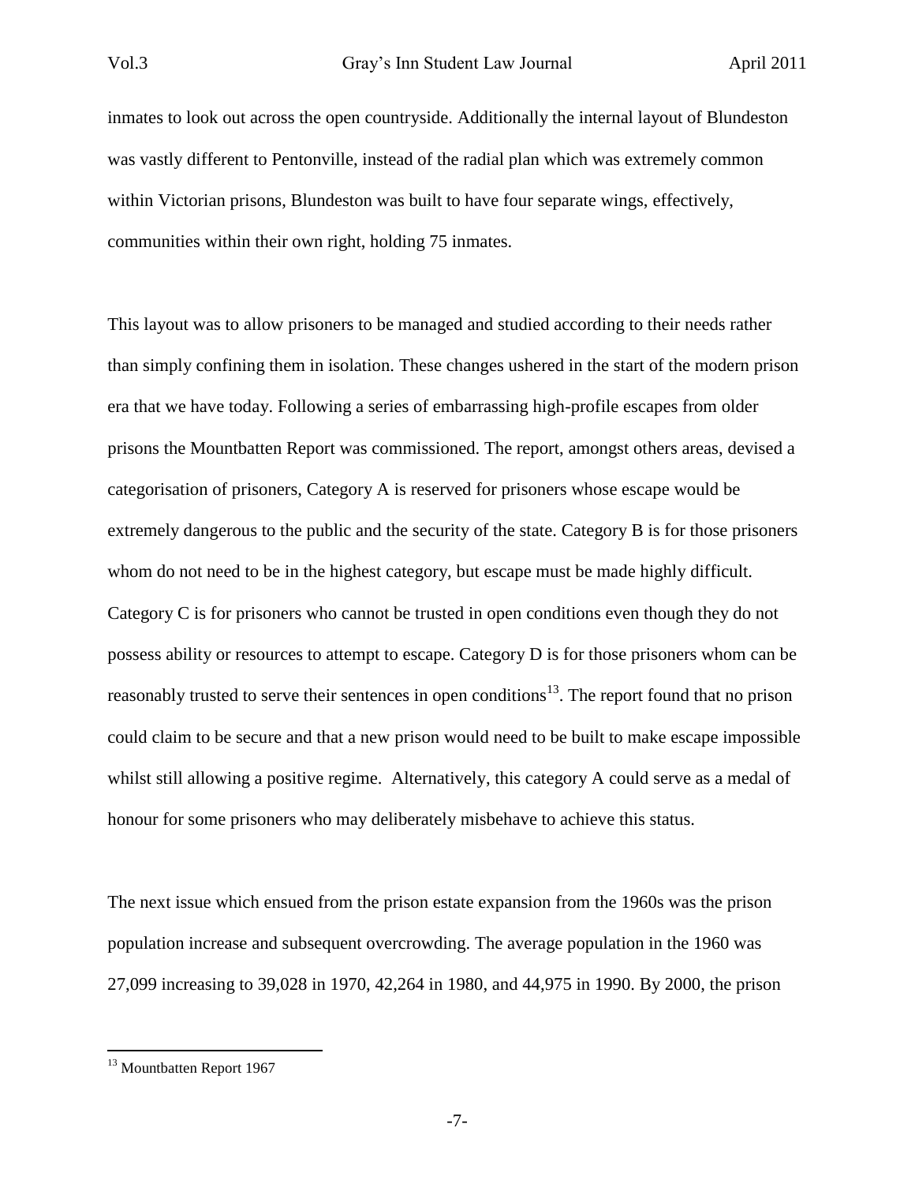inmates to look out across the open countryside. Additionally the internal layout of Blundeston was vastly different to Pentonville, instead of the radial plan which was extremely common within Victorian prisons, Blundeston was built to have four separate wings, effectively, communities within their own right, holding 75 inmates.

This layout was to allow prisoners to be managed and studied according to their needs rather than simply confining them in isolation. These changes ushered in the start of the modern prison era that we have today. Following a series of embarrassing high-profile escapes from older prisons the Mountbatten Report was commissioned. The report, amongst others areas, devised a categorisation of prisoners, Category A is reserved for prisoners whose escape would be extremely dangerous to the public and the security of the state. Category B is for those prisoners whom do not need to be in the highest category, but escape must be made highly difficult. Category C is for prisoners who cannot be trusted in open conditions even though they do not possess ability or resources to attempt to escape. Category D is for those prisoners whom can be reasonably trusted to serve their sentences in open conditions[13]. The report found that no prison could claim to be secure and that a new prison would need to be built to make escape impossible whilst still allowing a positive regime. Alternatively, this category A could serve as a medal of honour for some prisoners who may deliberately misbehave to achieve this status.

The next issue which ensued from the prison estate expansion from the 1960s was the prison population increase and subsequent overcrowding. The average population in the 1960 was 27,099 increasing to 39,028 in 1970, 42,264 in 1980, and 44,975 in 1990. By 2000, the prison

[13] Mountbatten Report 1967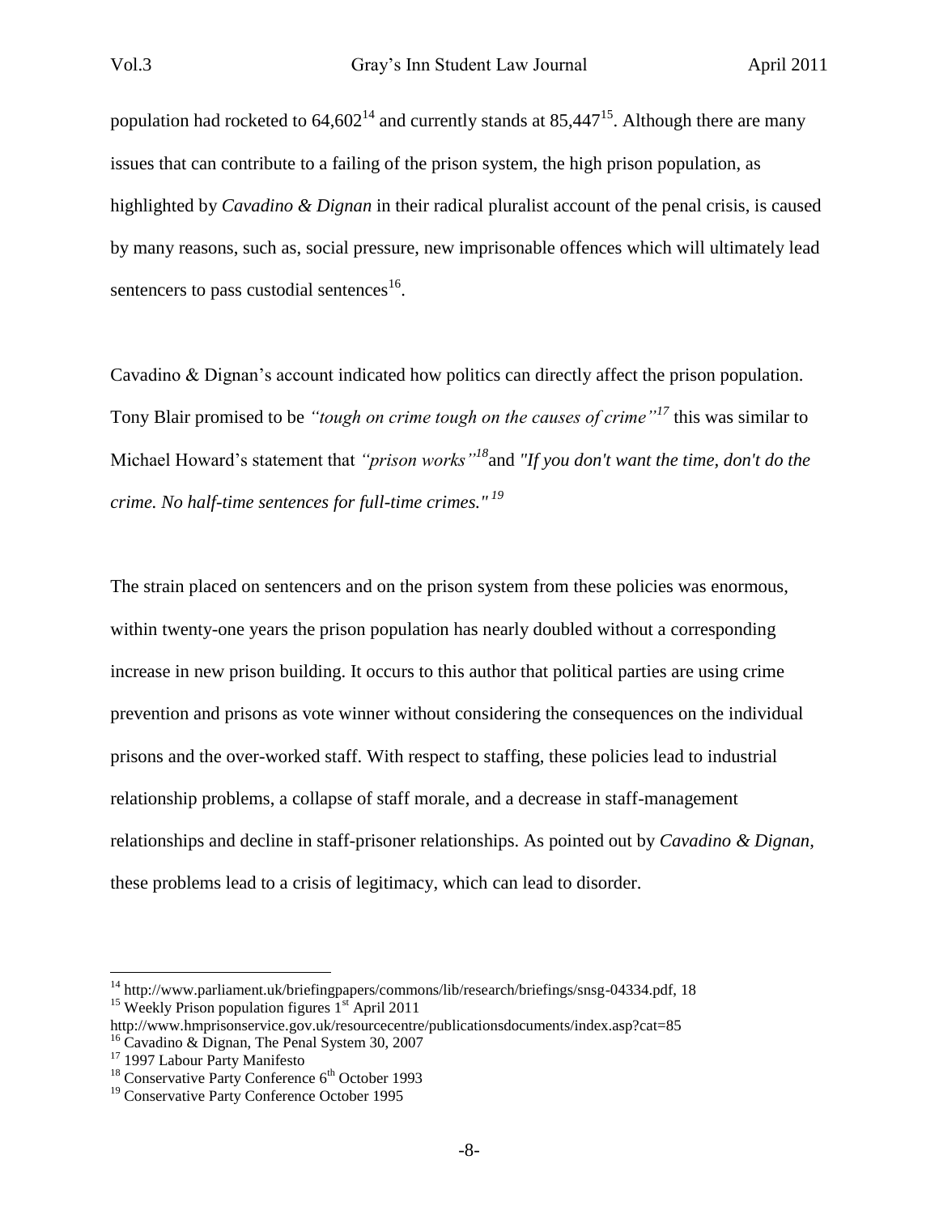population had rocketed to 64,602[14] and currently stands at 85,447[15]. Although there are many issues that can contribute to a failing of the prison system, the high prison population, as highlighted by *Cavadino & Dignan* in their radical pluralist account of the penal crisis, is caused by many reasons, such as, social pressure, new imprisonable offences which will ultimately lead sentencers to pass custodial sentences[16].

Cavadino & Dignan's account indicated how politics can directly affect the prison population. Tony Blair promised to be *"tough on crime tough on the causes of crime"*[17] this was similar to Michael Howard's statement that *"prison works"*[18] and *"If you don't want the time, don't do the crime. No half-time sentences for full-time crimes."*[19]

The strain placed on sentencers and on the prison system from these policies was enormous, within twenty-one years the prison population has nearly doubled without a corresponding increase in new prison building. It occurs to this author that political parties are using crime prevention and prisons as vote winner without considering the consequences on the individual prisons and the over-worked staff. With respect to staffing, these policies lead to industrial relationship problems, a collapse of staff morale, and a decrease in staff-management relationships and decline in staff-prisoner relationships. As pointed out by *Cavadino & Dignan*, these problems lead to a crisis of legitimacy, which can lead to disorder.

---

[14] http://www.parliament.uk/briefingpapers/commons/lib/research/briefings/snsg-04334.pdf, 18

[15] Weekly Prison population figures 1st April 2011 http://www.hmprisonservice.gov.uk/resourcecentre/publicationsdocuments/index.asp?cat=85

[16] Cavadino & Dignan, The Penal System 30, 2007

[17] 1997 Labour Party Manifesto

[18] Conservative Party Conference 6th October 1993

[19] Conservative Party Conference October 1995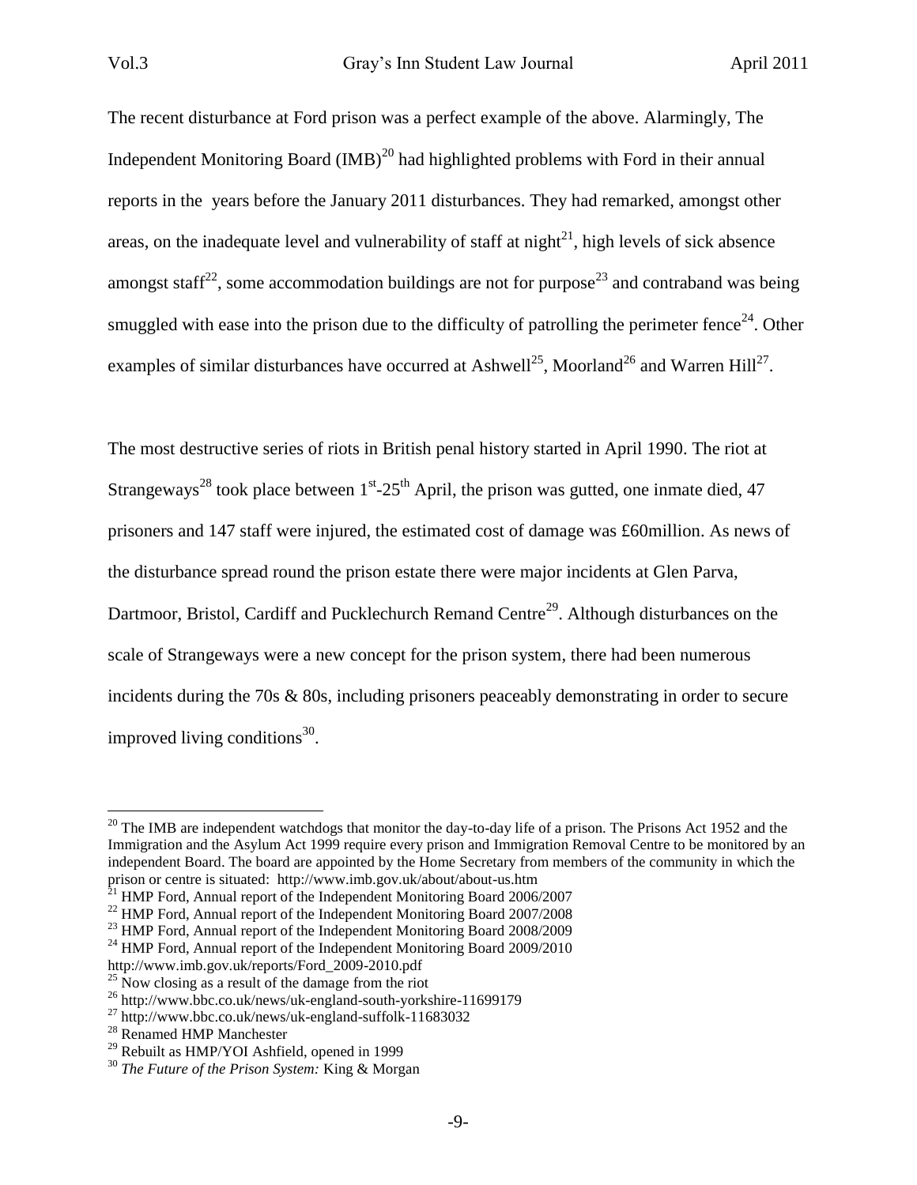The recent disturbance at Ford prison was a perfect example of the above. Alarmingly, The Independent Monitoring Board (IMB)[20] had highlighted problems with Ford in their annual reports in the years before the January 2011 disturbances. They had remarked, amongst other areas, on the inadequate level and vulnerability of staff at night[21], high levels of sick absence amongst staff[22], some accommodation buildings are not for purpose[23] and contraband was being smuggled with ease into the prison due to the difficulty of patrolling the perimeter fence[24]. Other examples of similar disturbances have occurred at Ashwell[25], Moorland[26] and Warren Hill[27].

The most destructive series of riots in British penal history started in April 1990. The riot at Strangeways[28] took place between 1st-25th April, the prison was gutted, one inmate died, 47 prisoners and 147 staff were injured, the estimated cost of damage was £60million. As news of the disturbance spread round the prison estate there were major incidents at Glen Parva, Dartmoor, Bristol, Cardiff and Pucklechurch Remand Centre[29]. Although disturbances on the scale of Strangeways were a new concept for the prison system, there had been numerous incidents during the 70s & 80s, including prisoners peaceably demonstrating in order to secure improved living conditions[30].

---

[20] The IMB are independent watchdogs that monitor the day-to-day life of a prison. The Prisons Act 1952 and the Immigration and the Asylum Act 1999 require every prison and Immigration Removal Centre to be monitored by an independent Board. The board are appointed by the Home Secretary from members of the community in which the prison or centre is situated: http://www.imb.gov.uk/about/about-us.htm

[21] HMP Ford, Annual report of the Independent Monitoring Board 2006/2007

[22] HMP Ford, Annual report of the Independent Monitoring Board 2007/2008

[23] HMP Ford, Annual report of the Independent Monitoring Board 2008/2009

[24] HMP Ford, Annual report of the Independent Monitoring Board 2009/2010 http://www.imb.gov.uk/reports/Ford_2009-2010.pdf

[25] Now closing as a result of the damage from the riot

[26] http://www.bbc.co.uk/news/uk-england-south-yorkshire-11699179

[27] http://www.bbc.co.uk/news/uk-england-suffolk-11683032

[28] Renamed HMP Manchester

[29] Rebuilt as HMP/YOI Ashfield, opened in 1999

[30] *The Future of the Prison System:* King & Morgan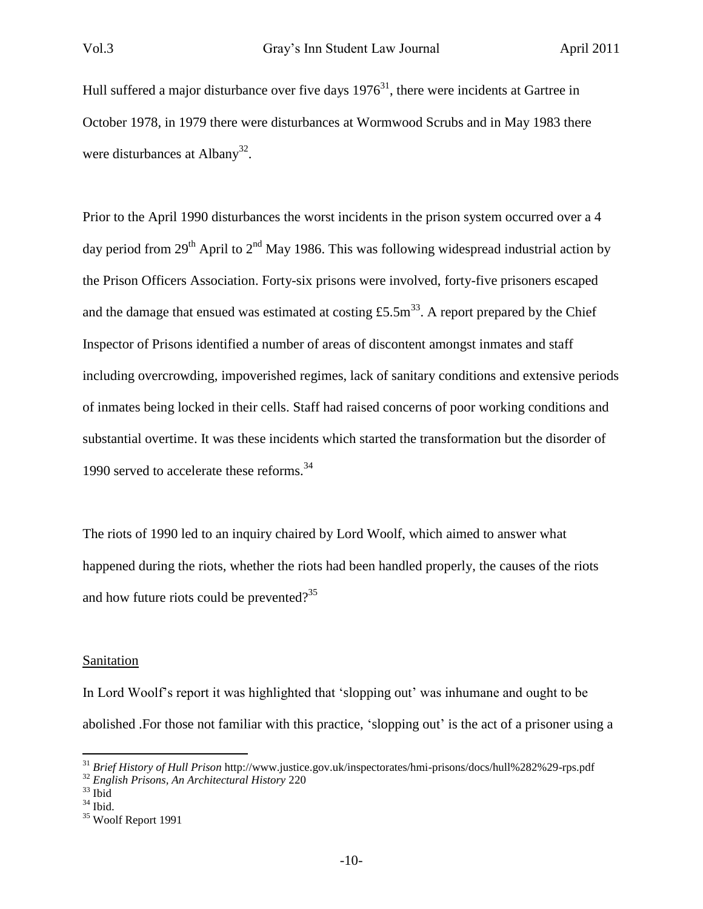Hull suffered a major disturbance over five days 1976[31], there were incidents at Gartree in October 1978, in 1979 there were disturbances at Wormwood Scrubs and in May 1983 there were disturbances at Albany[32].

Prior to the April 1990 disturbances the worst incidents in the prison system occurred over a 4 day period from 29th April to 2nd May 1986. This was following widespread industrial action by the Prison Officers Association. Forty-six prisons were involved, forty-five prisoners escaped and the damage that ensued was estimated at costing £5.5m[33]. A report prepared by the Chief Inspector of Prisons identified a number of areas of discontent amongst inmates and staff including overcrowding, impoverished regimes, lack of sanitary conditions and extensive periods of inmates being locked in their cells. Staff had raised concerns of poor working conditions and substantial overtime. It was these incidents which started the transformation but the disorder of 1990 served to accelerate these reforms.[34]

The riots of 1990 led to an inquiry chaired by Lord Woolf, which aimed to answer what happened during the riots, whether the riots had been handled properly, the causes of the riots and how future riots could be prevented?[35]

<u>Sanitation</u>

In Lord Woolf's report it was highlighted that 'slopping out' was inhumane and ought to be abolished .For those not familiar with this practice, 'slopping out' is the act of a prisoner using a

---

[31] *Brief History of Hull Prison* http://www.justice.gov.uk/inspectorates/hmi-prisons/docs/hull%282%29-rps.pdf

[32] *English Prisons, An Architectural History* 220

[33] Ibid

[34] Ibid.

[35] Woolf Report 1991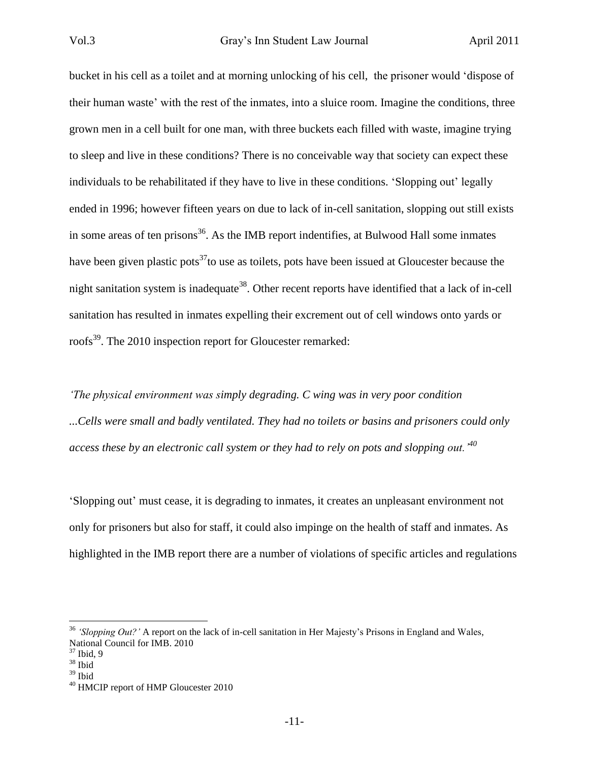bucket in his cell as a toilet and at morning unlocking of his cell, the prisoner would 'dispose of their human waste' with the rest of the inmates, into a sluice room. Imagine the conditions, three grown men in a cell built for one man, with three buckets each filled with waste, imagine trying to sleep and live in these conditions? There is no conceivable way that society can expect these individuals to be rehabilitated if they have to live in these conditions. 'Slopping out' legally ended in 1996; however fifteen years on due to lack of in-cell sanitation, slopping out still exists in some areas of ten prisons[36]. As the IMB report indentifies, at Bulwood Hall some inmates have been given plastic pots[37]to use as toilets, pots have been issued at Gloucester because the night sanitation system is inadequate[38]. Other recent reports have identified that a lack of in-cell sanitation has resulted in inmates expelling their excrement out of cell windows onto yards or roofs[39]. The 2010 inspection report for Gloucester remarked:

*'The physical environment was simply degrading. C wing was in very poor condition ...Cells were small and badly ventilated. They had no toilets or basins and prisoners could only access these by an electronic call system or they had to rely on pots and slopping out.'*[40]

'Slopping out' must cease, it is degrading to inmates, it creates an unpleasant environment not only for prisoners but also for staff, it could also impinge on the health of staff and inmates. As highlighted in the IMB report there are a number of violations of specific articles and regulations

---

[36] *'Slopping Out?'* A report on the lack of in-cell sanitation in Her Majesty's Prisons in England and Wales, National Council for IMB. 2010

[37] Ibid, 9

[38] Ibid

[39] Ibid

[40] HMCIP report of HMP Gloucester 2010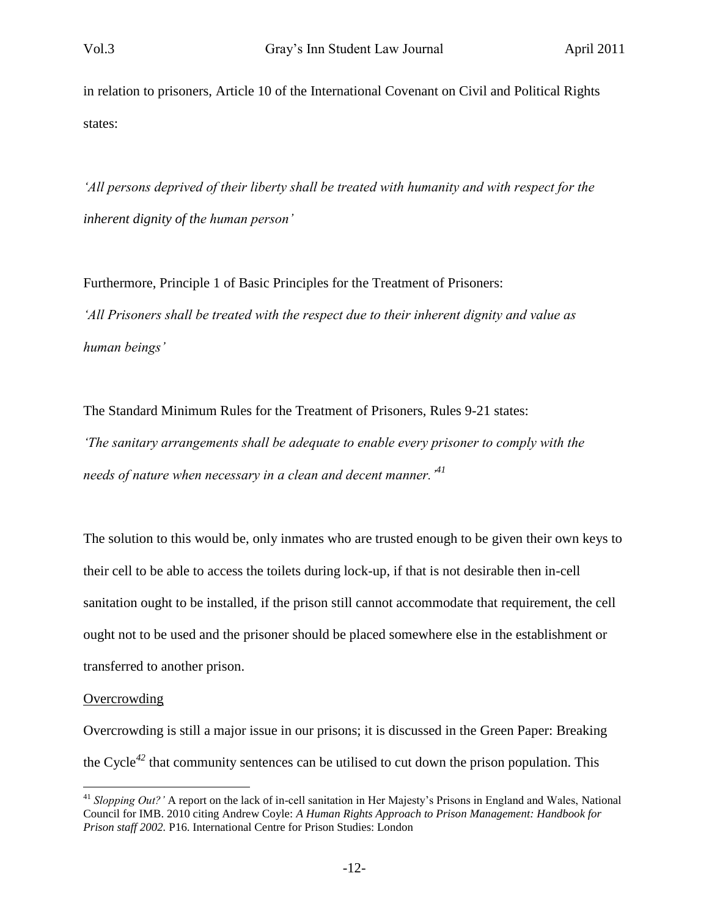in relation to prisoners, Article 10 of the International Covenant on Civil and Political Rights states:

*'All persons deprived of their liberty shall be treated with humanity and with respect for the inherent dignity of the human person'*

Furthermore, Principle 1 of Basic Principles for the Treatment of Prisoners:

*'All Prisoners shall be treated with the respect due to their inherent dignity and value as human beings'*

The Standard Minimum Rules for the Treatment of Prisoners, Rules 9-21 states:

*'The sanitary arrangements shall be adequate to enable every prisoner to comply with the needs of nature when necessary in a clean and decent manner.'*[41]

The solution to this would be, only inmates who are trusted enough to be given their own keys to their cell to be able to access the toilets during lock-up, if that is not desirable then in-cell sanitation ought to be installed, if the prison still cannot accommodate that requirement, the cell ought not to be used and the prisoner should be placed somewhere else in the establishment or transferred to another prison.

<u>Overcrowding</u>

Overcrowding is still a major issue in our prisons; it is discussed in the Green Paper: Breaking the Cycle[42] that community sentences can be utilised to cut down the prison population. This

---

[41] *Slopping Out?'* A report on the lack of in-cell sanitation in Her Majesty's Prisons in England and Wales, National Council for IMB. 2010 citing Andrew Coyle: *A Human Rights Approach to Prison Management: Handbook for Prison staff 2002.* P16. International Centre for Prison Studies: London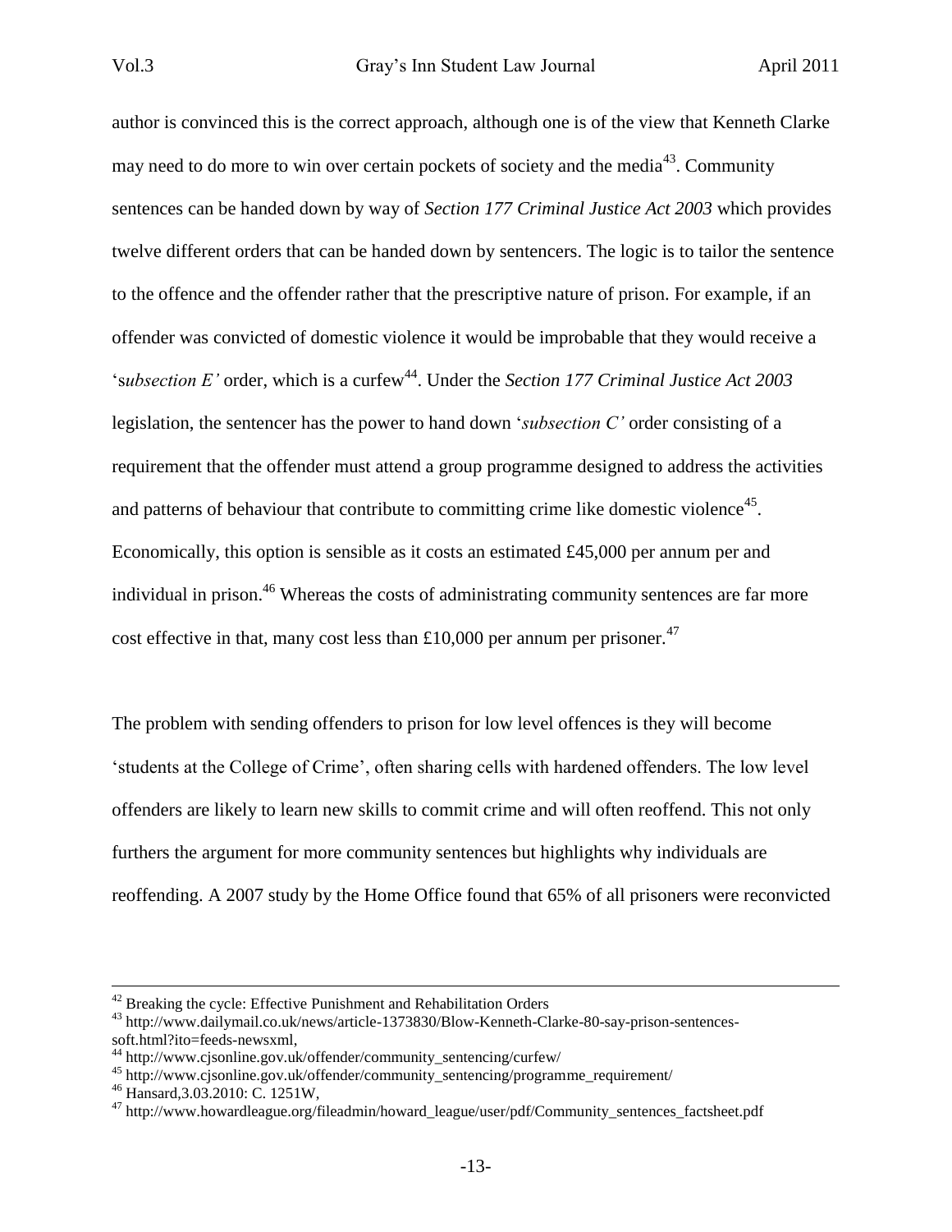author is convinced this is the correct approach, although one is of the view that Kenneth Clarke may need to do more to win over certain pockets of society and the media[43]. Community sentences can be handed down by way of *Section 177 Criminal Justice Act 2003* which provides twelve different orders that can be handed down by sentencers. The logic is to tailor the sentence to the offence and the offender rather that the prescriptive nature of prison. For example, if an offender was convicted of domestic violence it would be improbable that they would receive a '*subsection E'* order, which is a curfew[44]. Under the *Section 177 Criminal Justice Act 2003* legislation, the sentencer has the power to hand down '*subsection C'* order consisting of a requirement that the offender must attend a group programme designed to address the activities and patterns of behaviour that contribute to committing crime like domestic violence[45]. Economically, this option is sensible as it costs an estimated £45,000 per annum per and individual in prison.[46] Whereas the costs of administrating community sentences are far more cost effective in that, many cost less than £10,000 per annum per prisoner.[47]

The problem with sending offenders to prison for low level offences is they will become 'students at the College of Crime', often sharing cells with hardened offenders. The low level offenders are likely to learn new skills to commit crime and will often reoffend. This not only furthers the argument for more community sentences but highlights why individuals are reoffending. A 2007 study by the Home Office found that 65% of all prisoners were reconvicted

---

[42] Breaking the cycle: Effective Punishment and Rehabilitation Orders

[43] http://www.dailymail.co.uk/news/article-1373830/Blow-Kenneth-Clarke-80-say-prison-sentences-soft.html?ito=feeds-newsxml,

[44] http://www.cjsonline.gov.uk/offender/community_sentencing/curfew/

[45] http://www.cjsonline.gov.uk/offender/community_sentencing/programme_requirement/

[46] Hansard,3.03.2010: C. 1251W,

[47] http://www.howardleague.org/fileadmin/howard_league/user/pdf/Community_sentences_factsheet.pdf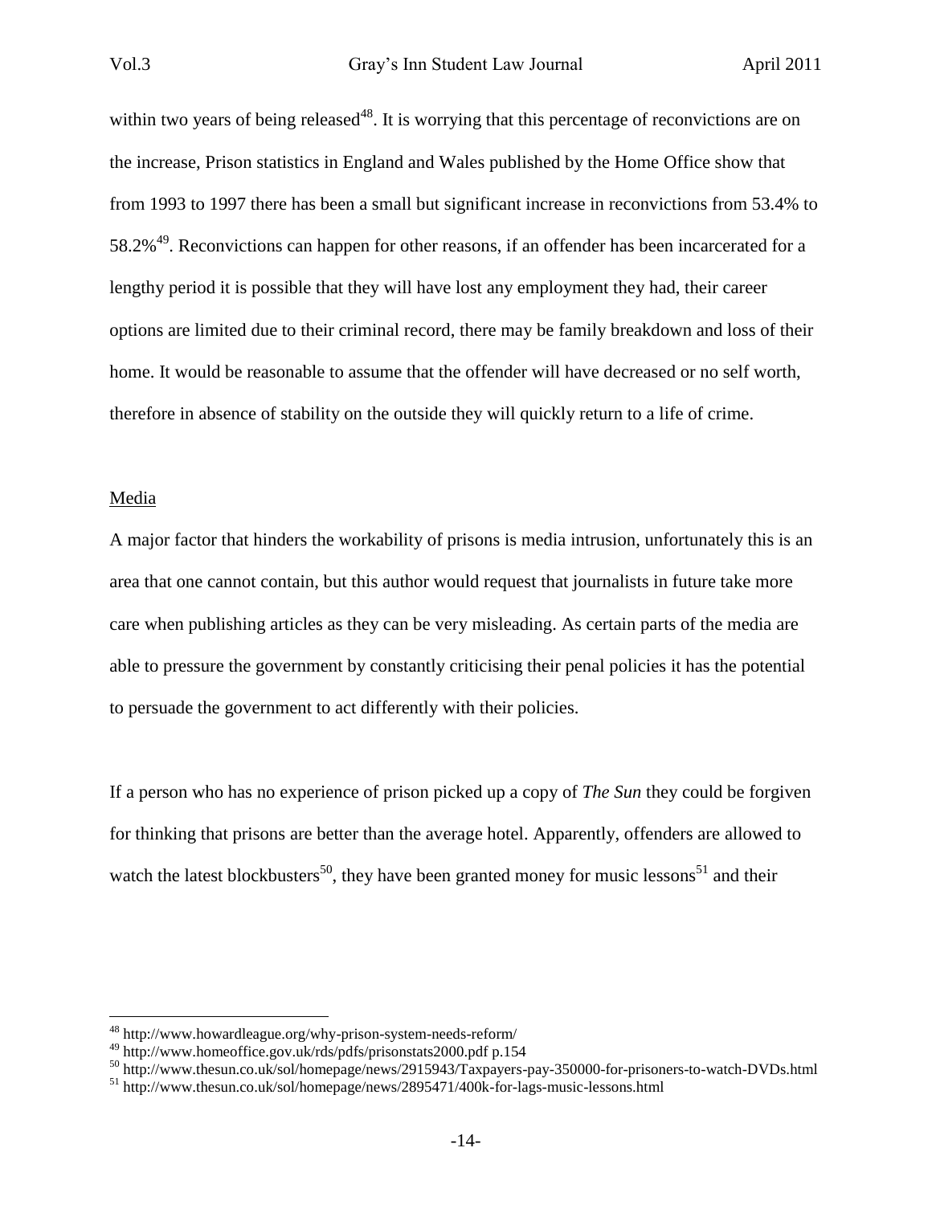within two years of being released[48]. It is worrying that this percentage of reconvictions are on the increase, Prison statistics in England and Wales published by the Home Office show that from 1993 to 1997 there has been a small but significant increase in reconvictions from 53.4% to 58.2%[49]. Reconvictions can happen for other reasons, if an offender has been incarcerated for a lengthy period it is possible that they will have lost any employment they had, their career options are limited due to their criminal record, there may be family breakdown and loss of their home. It would be reasonable to assume that the offender will have decreased or no self worth, therefore in absence of stability on the outside they will quickly return to a life of crime.

Media

A major factor that hinders the workability of prisons is media intrusion, unfortunately this is an area that one cannot contain, but this author would request that journalists in future take more care when publishing articles as they can be very misleading. As certain parts of the media are able to pressure the government by constantly criticising their penal policies it has the potential to persuade the government to act differently with their policies.

If a person who has no experience of prison picked up a copy of *The Sun* they could be forgiven for thinking that prisons are better than the average hotel. Apparently, offenders are allowed to watch the latest blockbusters[50], they have been granted money for music lessons[51] and their

---

[48] http://www.howardleague.org/why-prison-system-needs-reform/

[49] http://www.homeoffice.gov.uk/rds/pdfs/prisonstats2000.pdf p.154

[50] http://www.thesun.co.uk/sol/homepage/news/2915943/Taxpayers-pay-350000-for-prisoners-to-watch-DVDs.html

[51] http://www.thesun.co.uk/sol/homepage/news/2895471/400k-for-lags-music-lessons.html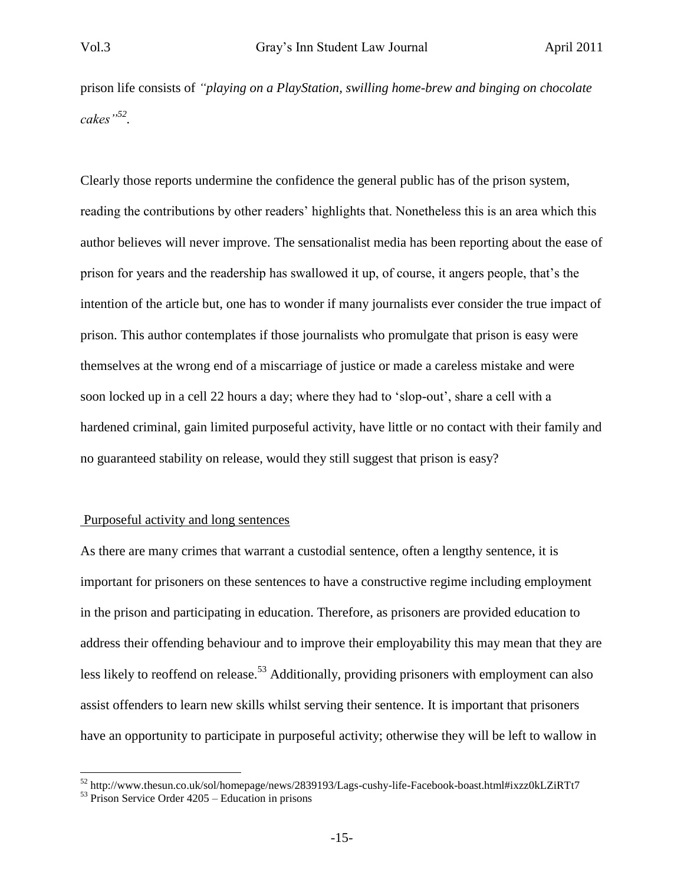prison life consists of *"playing on a PlayStation, swilling home-brew and binging on chocolate cakes"*[52].

Clearly those reports undermine the confidence the general public has of the prison system, reading the contributions by other readers' highlights that. Nonetheless this is an area which this author believes will never improve. The sensationalist media has been reporting about the ease of prison for years and the readership has swallowed it up, of course, it angers people, that's the intention of the article but, one has to wonder if many journalists ever consider the true impact of prison. This author contemplates if those journalists who promulgate that prison is easy were themselves at the wrong end of a miscarriage of justice or made a careless mistake and were soon locked up in a cell 22 hours a day; where they had to 'slop-out', share a cell with a hardened criminal, gain limited purposeful activity, have little or no contact with their family and no guaranteed stability on release, would they still suggest that prison is easy?

## Purposeful activity and long sentences

As there are many crimes that warrant a custodial sentence, often a lengthy sentence, it is important for prisoners on these sentences to have a constructive regime including employment in the prison and participating in education. Therefore, as prisoners are provided education to address their offending behaviour and to improve their employability this may mean that they are less likely to reoffend on release.[53] Additionally, providing prisoners with employment can also assist offenders to learn new skills whilst serving their sentence. It is important that prisoners have an opportunity to participate in purposeful activity; otherwise they will be left to wallow in

---

[52] http://www.thesun.co.uk/sol/homepage/news/2839193/Lags-cushy-life-Facebook-boast.html#ixzz0kLZiRTt7

[53] Prison Service Order 4205 – Education in prisons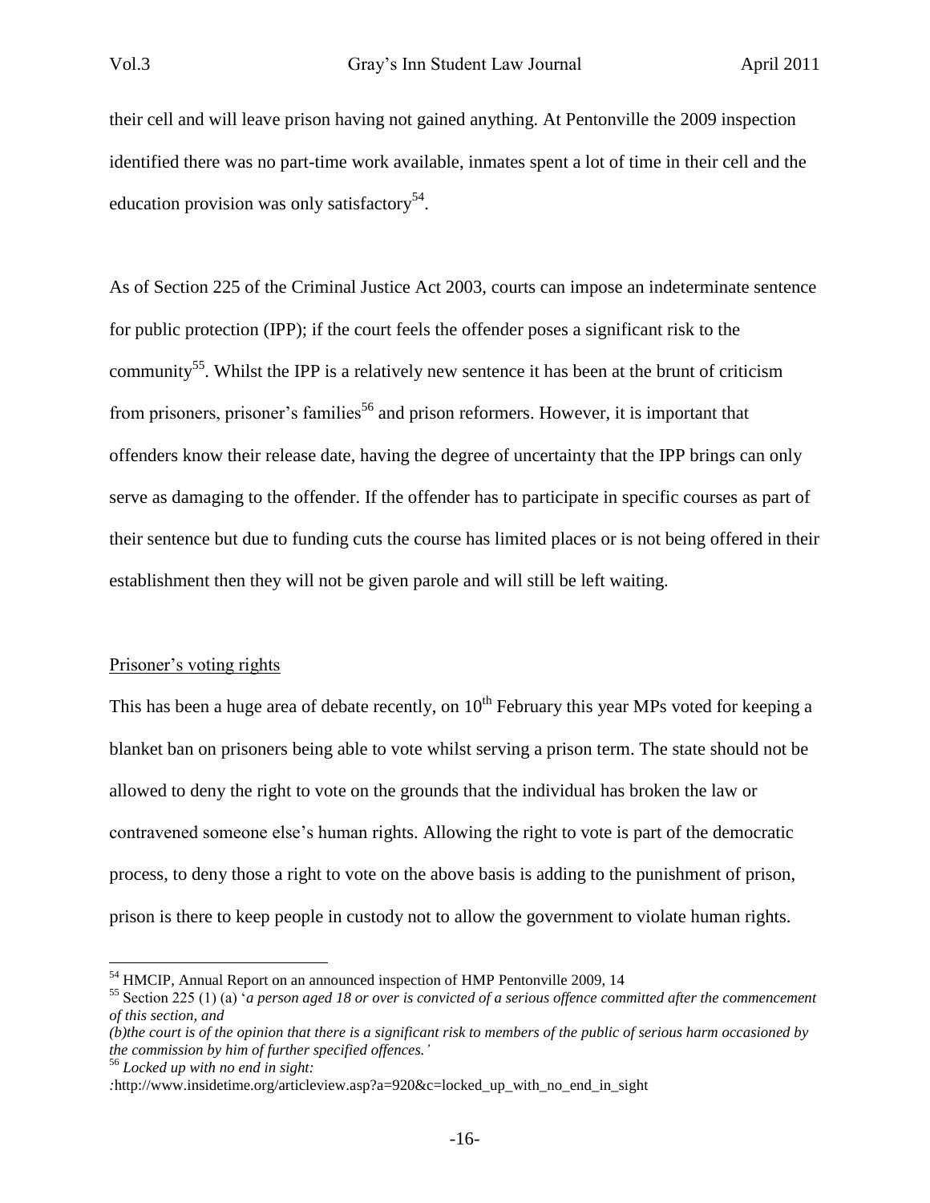their cell and will leave prison having not gained anything. At Pentonville the 2009 inspection identified there was no part-time work available, inmates spent a lot of time in their cell and the education provision was only satisfactory[54].

As of Section 225 of the Criminal Justice Act 2003, courts can impose an indeterminate sentence for public protection (IPP); if the court feels the offender poses a significant risk to the community[55]. Whilst the IPP is a relatively new sentence it has been at the brunt of criticism from prisoners, prisoner's families[56] and prison reformers. However, it is important that offenders know their release date, having the degree of uncertainty that the IPP brings can only serve as damaging to the offender. If the offender has to participate in specific courses as part of their sentence but due to funding cuts the course has limited places or is not being offered in their establishment then they will not be given parole and will still be left waiting.

<u>Prisoner's voting rights</u>

This has been a huge area of debate recently, on 10th February this year MPs voted for keeping a blanket ban on prisoners being able to vote whilst serving a prison term. The state should not be allowed to deny the right to vote on the grounds that the individual has broken the law or contravened someone else's human rights. Allowing the right to vote is part of the democratic process, to deny those a right to vote on the above basis is adding to the punishment of prison, prison is there to keep people in custody not to allow the government to violate human rights.

---

[54] HMCIP, Annual Report on an announced inspection of HMP Pentonville 2009, 14

[55] Section 225 (1) (a) '*a person aged 18 or over is convicted of a serious offence committed after the commencement of this section, and*
*(b)the court is of the opinion that there is a significant risk to members of the public of serious harm occasioned by the commission by him of further specified offences.'*

[56] *Locked up with no end in sight:*
*:*http://www.insidetime.org/articleview.asp?a=920&c=locked_up_with_no_end_in_sight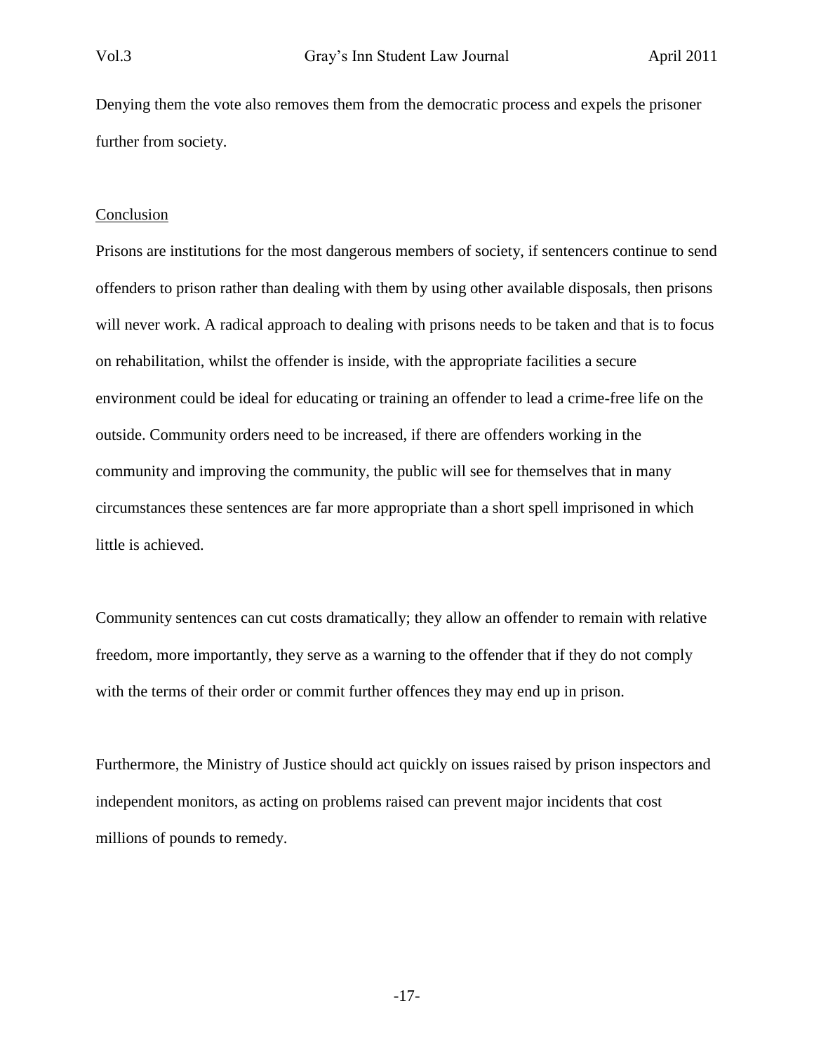Denying them the vote also removes them from the democratic process and expels the prisoner further from society.

## Conclusion

Prisons are institutions for the most dangerous members of society, if sentencers continue to send offenders to prison rather than dealing with them by using other available disposals, then prisons will never work. A radical approach to dealing with prisons needs to be taken and that is to focus on rehabilitation, whilst the offender is inside, with the appropriate facilities a secure environment could be ideal for educating or training an offender to lead a crime-free life on the outside. Community orders need to be increased, if there are offenders working in the community and improving the community, the public will see for themselves that in many circumstances these sentences are far more appropriate than a short spell imprisoned in which little is achieved.

Community sentences can cut costs dramatically; they allow an offender to remain with relative freedom, more importantly, they serve as a warning to the offender that if they do not comply with the terms of their order or commit further offences they may end up in prison.

Furthermore, the Ministry of Justice should act quickly on issues raised by prison inspectors and independent monitors, as acting on problems raised can prevent major incidents that cost millions of pounds to remedy.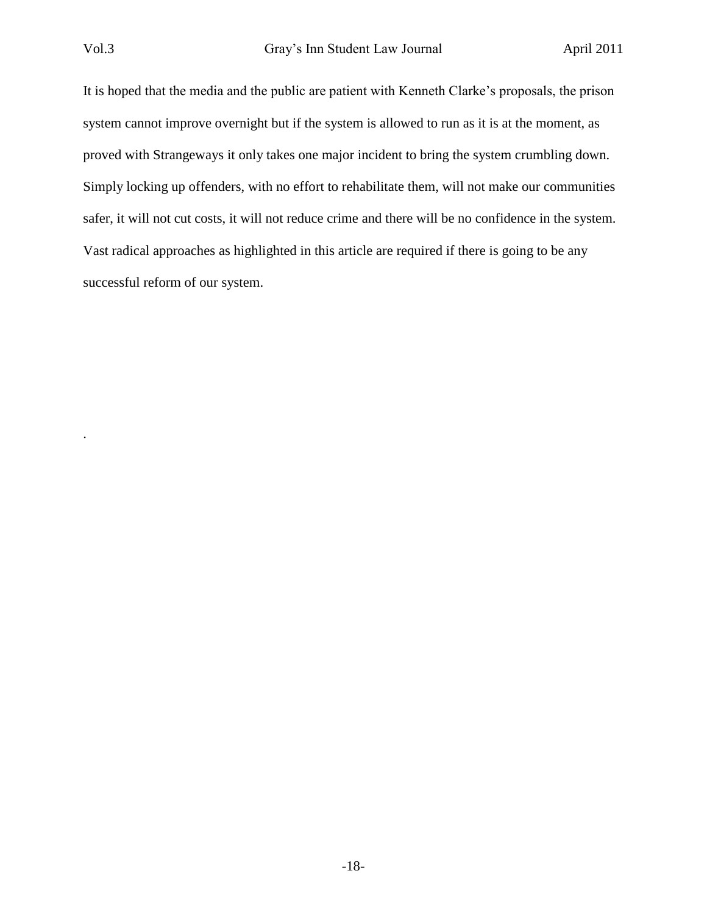It is hoped that the media and the public are patient with Kenneth Clarke's proposals, the prison system cannot improve overnight but if the system is allowed to run as it is at the moment, as proved with Strangeways it only takes one major incident to bring the system crumbling down. Simply locking up offenders, with no effort to rehabilitate them, will not make our communities safer, it will not cut costs, it will not reduce crime and there will be no confidence in the system. Vast radical approaches as highlighted in this article are required if there is going to be any successful reform of our system.

.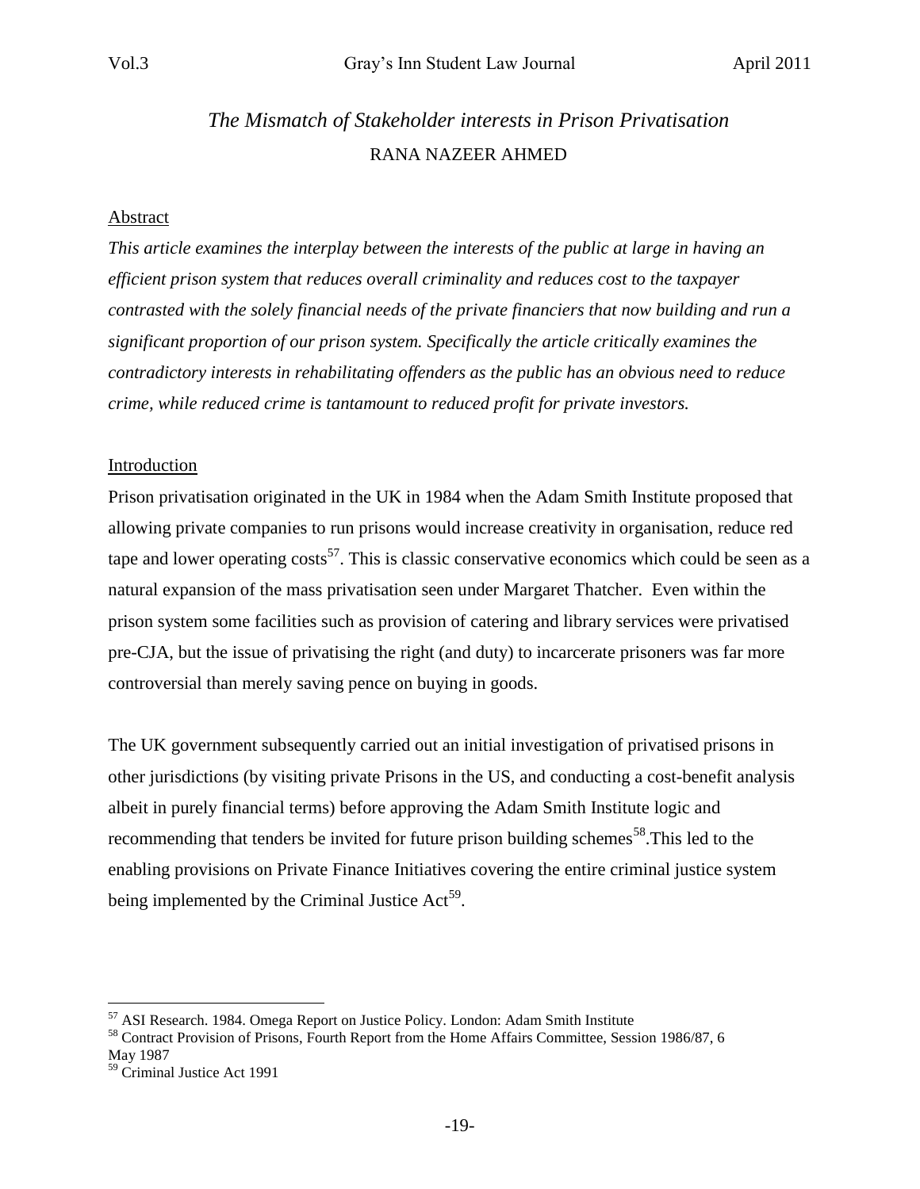# *The Mismatch of Stakeholder interests in Prison Privatisation*

RANA NAZEER AHMED

## Abstract

*This article examines the interplay between the interests of the public at large in having an efficient prison system that reduces overall criminality and reduces cost to the taxpayer contrasted with the solely financial needs of the private financiers that now building and run a significant proportion of our prison system. Specifically the article critically examines the contradictory interests in rehabilitating offenders as the public has an obvious need to reduce crime, while reduced crime is tantamount to reduced profit for private investors.*

## Introduction

Prison privatisation originated in the UK in 1984 when the Adam Smith Institute proposed that allowing private companies to run prisons would increase creativity in organisation, reduce red tape and lower operating costs[57]. This is classic conservative economics which could be seen as a natural expansion of the mass privatisation seen under Margaret Thatcher. Even within the prison system some facilities such as provision of catering and library services were privatised pre-CJA, but the issue of privatising the right (and duty) to incarcerate prisoners was far more controversial than merely saving pence on buying in goods.

The UK government subsequently carried out an initial investigation of privatised prisons in other jurisdictions (by visiting private Prisons in the US, and conducting a cost-benefit analysis albeit in purely financial terms) before approving the Adam Smith Institute logic and recommending that tenders be invited for future prison building schemes[58].This led to the enabling provisions on Private Finance Initiatives covering the entire criminal justice system being implemented by the Criminal Justice Act[59].

---

[57] ASI Research. 1984. Omega Report on Justice Policy. London: Adam Smith Institute

[58] Contract Provision of Prisons, Fourth Report from the Home Affairs Committee, Session 1986/87, 6 May 1987

[59] Criminal Justice Act 1991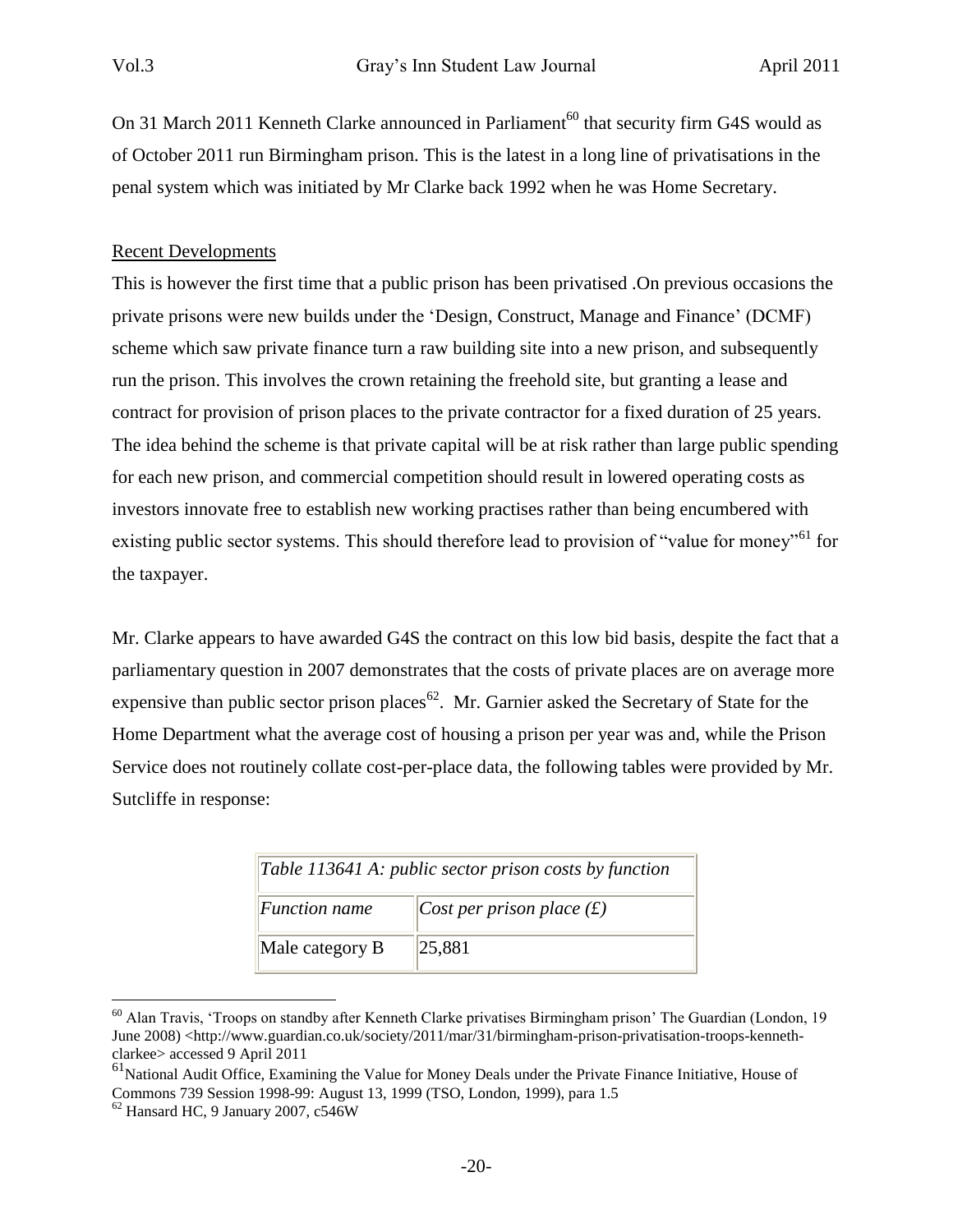On 31 March 2011 Kenneth Clarke announced in Parliament[60] that security firm G4S would as of October 2011 run Birmingham prison. This is the latest in a long line of privatisations in the penal system which was initiated by Mr Clarke back 1992 when he was Home Secretary.

## Recent Developments

This is however the first time that a public prison has been privatised .On previous occasions the private prisons were new builds under the 'Design, Construct, Manage and Finance' (DCMF) scheme which saw private finance turn a raw building site into a new prison, and subsequently run the prison. This involves the crown retaining the freehold site, but granting a lease and contract for provision of prison places to the private contractor for a fixed duration of 25 years. The idea behind the scheme is that private capital will be at risk rather than large public spending for each new prison, and commercial competition should result in lowered operating costs as investors innovate free to establish new working practises rather than being encumbered with existing public sector systems. This should therefore lead to provision of "value for money"[61] for the taxpayer.

Mr. Clarke appears to have awarded G4S the contract on this low bid basis, despite the fact that a parliamentary question in 2007 demonstrates that the costs of private places are on average more expensive than public sector prison places[62]. Mr. Garnier asked the Secretary of State for the Home Department what the average cost of housing a prison per year was and, while the Prison Service does not routinely collate cost-per-place data, the following tables were provided by Mr. Sutcliffe in response:

| *Table 113641 A: public sector prison costs by function* | |
|---|---|
| *Function name* | *Cost per prison place (£)* |
| Male category B | 25,881 |

[60] Alan Travis, 'Troops on standby after Kenneth Clarke privatises Birmingham prison' The Guardian (London, 19 June 2008) <http://www.guardian.co.uk/society/2011/mar/31/birmingham-prison-privatisation-troops-kenneth-clarkee> accessed 9 April 2011

[61] National Audit Office, Examining the Value for Money Deals under the Private Finance Initiative, House of Commons 739 Session 1998-99: August 13, 1999 (TSO, London, 1999), para 1.5

[62] Hansard HC, 9 January 2007, c546W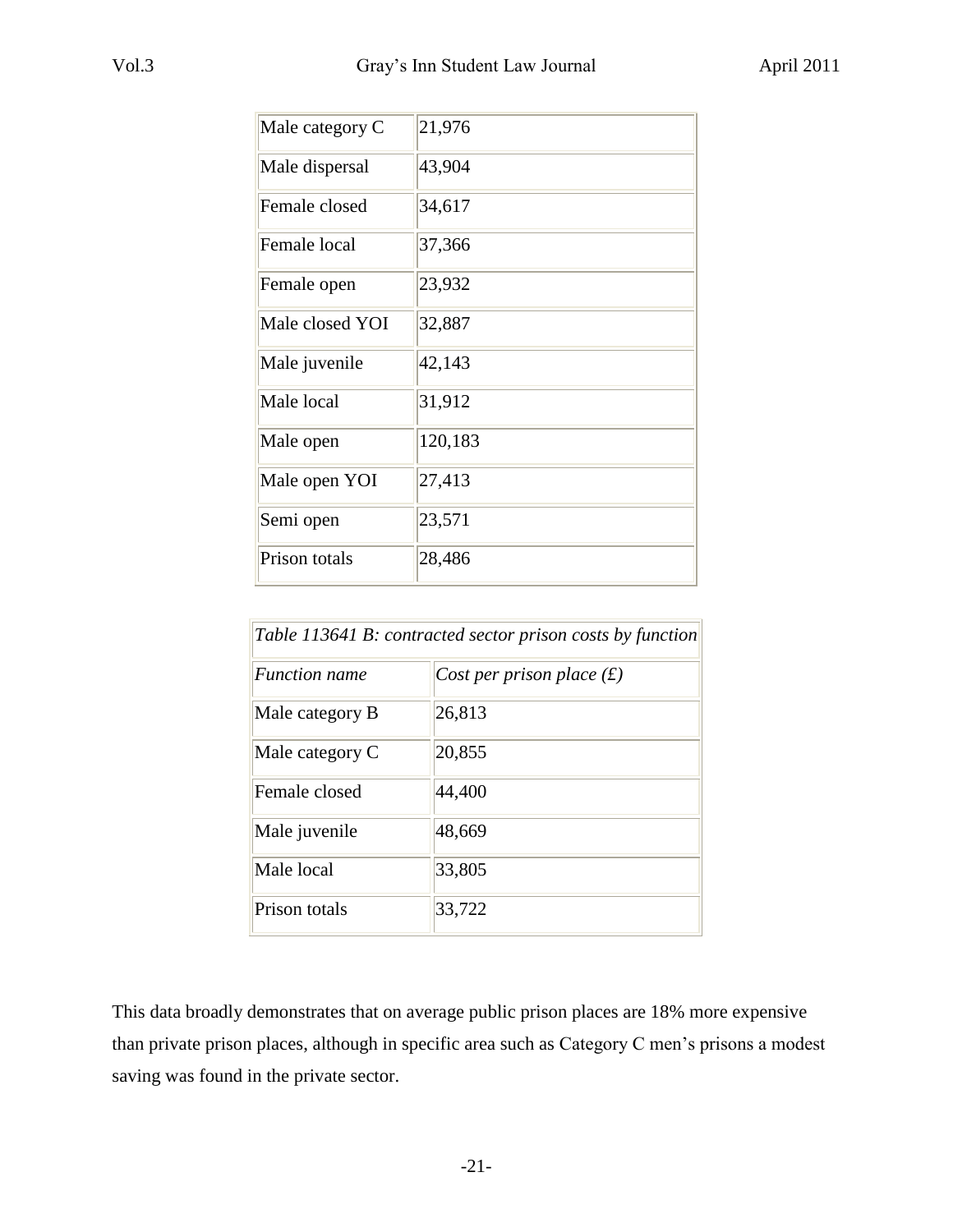| | |
|---|---|
| Male category C | 21,976 |
| Male dispersal | 43,904 |
| Female closed | 34,617 |
| Female local | 37,366 |
| Female open | 23,932 |
| Male closed YOI | 32,887 |
| Male juvenile | 42,143 |
| Male local | 31,912 |
| Male open | 120,183 |
| Male open YOI | 27,413 |
| Semi open | 23,571 |
| Prison totals | 28,486 |

| *Table 113641 B: contracted sector prison costs by function* | |
|---|---|
| *Function name* | *Cost per prison place (£)* |
| Male category B | 26,813 |
| Male category C | 20,855 |
| Female closed | 44,400 |
| Male juvenile | 48,669 |
| Male local | 33,805 |
| Prison totals | 33,722 |

This data broadly demonstrates that on average public prison places are 18% more expensive than private prison places, although in specific area such as Category C men's prisons a modest saving was found in the private sector.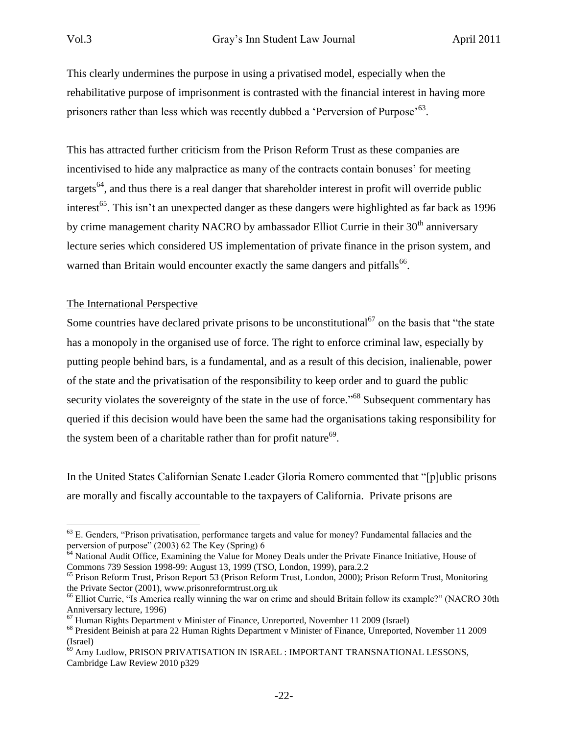This clearly undermines the purpose in using a privatised model, especially when the rehabilitative purpose of imprisonment is contrasted with the financial interest in having more prisoners rather than less which was recently dubbed a 'Perversion of Purpose'[63].

This has attracted further criticism from the Prison Reform Trust as these companies are incentivised to hide any malpractice as many of the contracts contain bonuses' for meeting targets[64], and thus there is a real danger that shareholder interest in profit will override public interest[65]. This isn't an unexpected danger as these dangers were highlighted as far back as 1996 by crime management charity NACRO by ambassador Elliot Currie in their 30th anniversary lecture series which considered US implementation of private finance in the prison system, and warned than Britain would encounter exactly the same dangers and pitfalls[66].

## The International Perspective

Some countries have declared private prisons to be unconstitutional[67] on the basis that "the state has a monopoly in the organised use of force. The right to enforce criminal law, especially by putting people behind bars, is a fundamental, and as a result of this decision, inalienable, power of the state and the privatisation of the responsibility to keep order and to guard the public security violates the sovereignty of the state in the use of force."[68] Subsequent commentary has queried if this decision would have been the same had the organisations taking responsibility for the system been of a charitable rather than for profit nature[69].

In the United States Californian Senate Leader Gloria Romero commented that "[p]ublic prisons are morally and fiscally accountable to the taxpayers of California. Private prisons are

---

[63] E. Genders, "Prison privatisation, performance targets and value for money? Fundamental fallacies and the perversion of purpose" (2003) 62 The Key (Spring) 6

[64] National Audit Office, Examining the Value for Money Deals under the Private Finance Initiative, House of Commons 739 Session 1998-99: August 13, 1999 (TSO, London, 1999), para.2.2

[65] Prison Reform Trust, Prison Report 53 (Prison Reform Trust, London, 2000); Prison Reform Trust, Monitoring the Private Sector (2001), www.prisonreformtrust.org.uk

[66] Elliot Currie, "Is America really winning the war on crime and should Britain follow its example?" (NACRO 30th Anniversary lecture, 1996)

[67] Human Rights Department v Minister of Finance, Unreported, November 11 2009 (Israel)

[68] President Beinish at para 22 Human Rights Department v Minister of Finance, Unreported, November 11 2009 (Israel)

[69] Amy Ludlow, PRISON PRIVATISATION IN ISRAEL : IMPORTANT TRANSNATIONAL LESSONS, Cambridge Law Review 2010 p329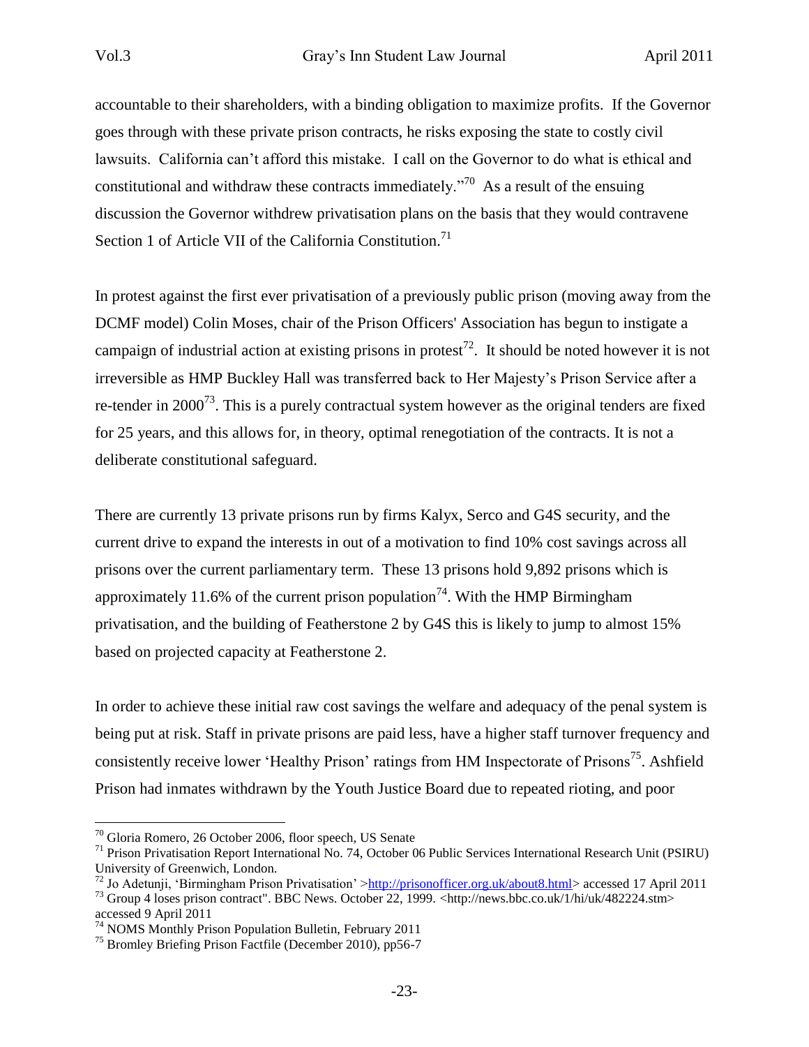accountable to their shareholders, with a binding obligation to maximize profits. If the Governor goes through with these private prison contracts, he risks exposing the state to costly civil lawsuits. California can't afford this mistake. I call on the Governor to do what is ethical and constitutional and withdraw these contracts immediately."[70] As a result of the ensuing discussion the Governor withdrew privatisation plans on the basis that they would contravene Section 1 of Article VII of the California Constitution.[71]

In protest against the first ever privatisation of a previously public prison (moving away from the DCMF model) Colin Moses, chair of the Prison Officers' Association has begun to instigate a campaign of industrial action at existing prisons in protest[72]. It should be noted however it is not irreversible as HMP Buckley Hall was transferred back to Her Majesty's Prison Service after a re-tender in 2000[73]. This is a purely contractual system however as the original tenders are fixed for 25 years, and this allows for, in theory, optimal renegotiation of the contracts. It is not a deliberate constitutional safeguard.

There are currently 13 private prisons run by firms Kalyx, Serco and G4S security, and the current drive to expand the interests in out of a motivation to find 10% cost savings across all prisons over the current parliamentary term. These 13 prisons hold 9,892 prisons which is approximately 11.6% of the current prison population[74]. With the HMP Birmingham privatisation, and the building of Featherstone 2 by G4S this is likely to jump to almost 15% based on projected capacity at Featherstone 2.

In order to achieve these initial raw cost savings the welfare and adequacy of the penal system is being put at risk. Staff in private prisons are paid less, have a higher staff turnover frequency and consistently receive lower 'Healthy Prison' ratings from HM Inspectorate of Prisons[75]. Ashfield Prison had inmates withdrawn by the Youth Justice Board due to repeated rioting, and poor

---

[70] Gloria Romero, 26 October 2006, floor speech, US Senate

[71] Prison Privatisation Report International No. 74, October 06 Public Services International Research Unit (PSIRU) University of Greenwich, London.

[72] Jo Adetunji, 'Birmingham Prison Privatisation' >http://prisonofficer.org.uk/about8.html> accessed 17 April 2011

[73] Group 4 loses prison contract". BBC News. October 22, 1999. <http://news.bbc.co.uk/1/hi/uk/482224.stm> accessed 9 April 2011

[74] NOMS Monthly Prison Population Bulletin, February 2011

[75] Bromley Briefing Prison Factfile (December 2010), pp56-7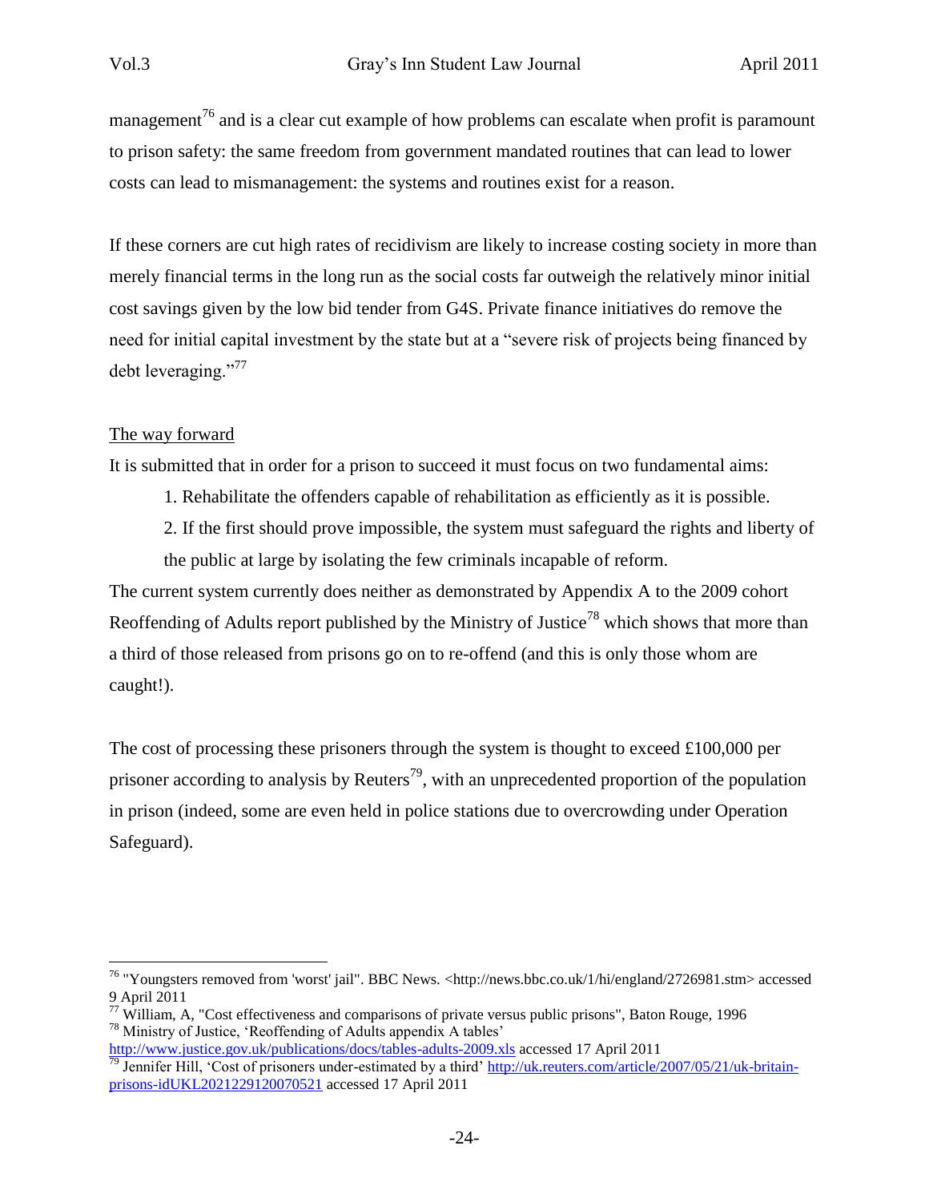management[76] and is a clear cut example of how problems can escalate when profit is paramount to prison safety: the same freedom from government mandated routines that can lead to lower costs can lead to mismanagement: the systems and routines exist for a reason.

If these corners are cut high rates of recidivism are likely to increase costing society in more than merely financial terms in the long run as the social costs far outweigh the relatively minor initial cost savings given by the low bid tender from G4S. Private finance initiatives do remove the need for initial capital investment by the state but at a "severe risk of projects being financed by debt leveraging."[77]

<u>The way forward</u>

It is submitted that in order for a prison to succeed it must focus on two fundamental aims:

1. Rehabilitate the offenders capable of rehabilitation as efficiently as it is possible.
2. If the first should prove impossible, the system must safeguard the rights and liberty of the public at large by isolating the few criminals incapable of reform.

The current system currently does neither as demonstrated by Appendix A to the 2009 cohort Reoffending of Adults report published by the Ministry of Justice[78] which shows that more than a third of those released from prisons go on to re-offend (and this is only those whom are caught!).

The cost of processing these prisoners through the system is thought to exceed £100,000 per prisoner according to analysis by Reuters[79], with an unprecedented proportion of the population in prison (indeed, some are even held in police stations due to overcrowding under Operation Safeguard).

---

[76] "Youngsters removed from 'worst' jail". BBC News. <http://news.bbc.co.uk/1/hi/england/2726981.stm> accessed 9 April 2011

[77] William, A, "Cost effectiveness and comparisons of private versus public prisons", Baton Rouge, 1996

[78] Ministry of Justice, 'Reoffending of Adults appendix A tables' http://www.justice.gov.uk/publications/docs/tables-adults-2009.xls accessed 17 April 2011

[79] Jennifer Hill, 'Cost of prisoners under-estimated by a third' http://uk.reuters.com/article/2007/05/21/uk-britain-prisons-idUKL2021229120070521 accessed 17 April 2011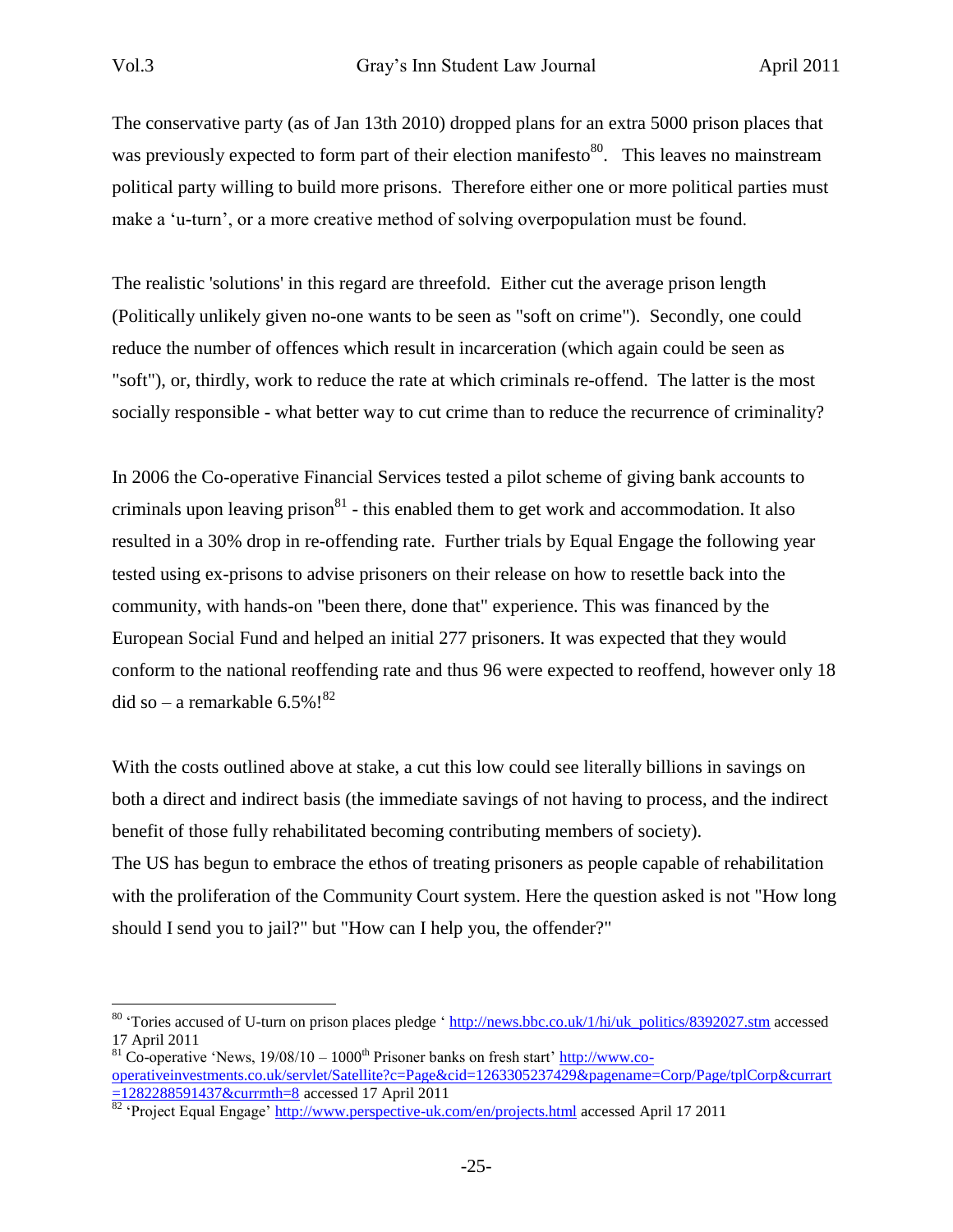The conservative party (as of Jan 13th 2010) dropped plans for an extra 5000 prison places that was previously expected to form part of their election manifesto[80]. This leaves no mainstream political party willing to build more prisons. Therefore either one or more political parties must make a 'u-turn', or a more creative method of solving overpopulation must be found.

The realistic 'solutions' in this regard are threefold. Either cut the average prison length (Politically unlikely given no-one wants to be seen as "soft on crime"). Secondly, one could reduce the number of offences which result in incarceration (which again could be seen as "soft"), or, thirdly, work to reduce the rate at which criminals re-offend. The latter is the most socially responsible - what better way to cut crime than to reduce the recurrence of criminality?

In 2006 the Co-operative Financial Services tested a pilot scheme of giving bank accounts to criminals upon leaving prison[81] - this enabled them to get work and accommodation. It also resulted in a 30% drop in re-offending rate. Further trials by Equal Engage the following year tested using ex-prisons to advise prisoners on their release on how to resettle back into the community, with hands-on "been there, done that" experience. This was financed by the European Social Fund and helped an initial 277 prisoners. It was expected that they would conform to the national reoffending rate and thus 96 were expected to reoffend, however only 18 did so – a remarkable 6.5%![82]

With the costs outlined above at stake, a cut this low could see literally billions in savings on both a direct and indirect basis (the immediate savings of not having to process, and the indirect benefit of those fully rehabilitated becoming contributing members of society).
The US has begun to embrace the ethos of treating prisoners as people capable of rehabilitation with the proliferation of the Community Court system. Here the question asked is not "How long should I send you to jail?" but "How can I help you, the offender?"

---

[80] 'Tories accused of U-turn on prison places pledge ' http://news.bbc.co.uk/1/hi/uk_politics/8392027.stm accessed 17 April 2011

[81] Co-operative 'News, 19/08/10 – 1000th Prisoner banks on fresh start' http://www.co-operativeinvestments.co.uk/servlet/Satellite?c=Page&cid=1263305237429&pagename=Corp/Page/tplCorp&currart=1282288591437&currmth=8 accessed 17 April 2011

[82] 'Project Equal Engage' http://www.perspective-uk.com/en/projects.html accessed April 17 2011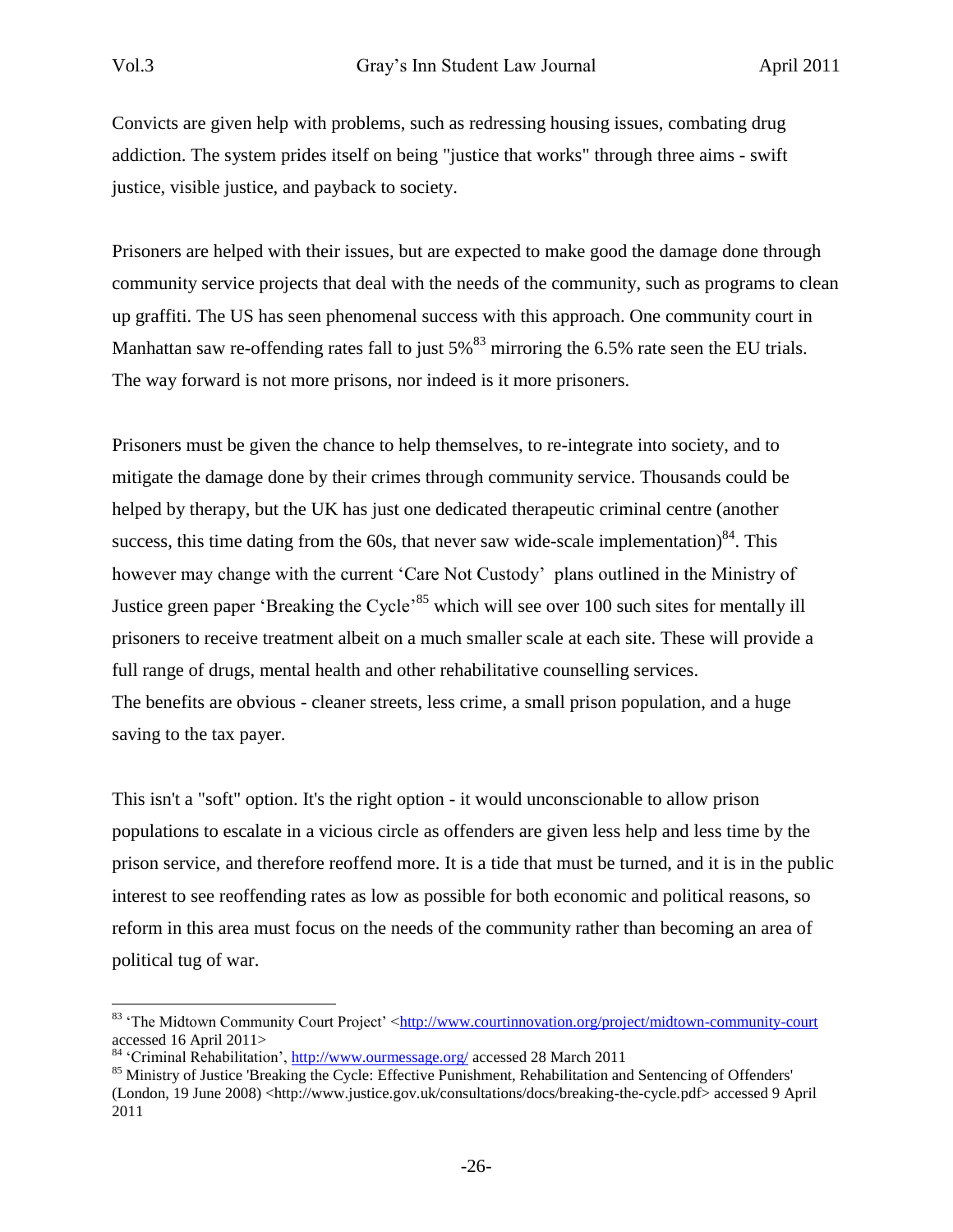Convicts are given help with problems, such as redressing housing issues, combating drug addiction. The system prides itself on being "justice that works" through three aims - swift justice, visible justice, and payback to society.

Prisoners are helped with their issues, but are expected to make good the damage done through community service projects that deal with the needs of the community, such as programs to clean up graffiti. The US has seen phenomenal success with this approach. One community court in Manhattan saw re-offending rates fall to just 5%[83] mirroring the 6.5% rate seen the EU trials. The way forward is not more prisons, nor indeed is it more prisoners.

Prisoners must be given the chance to help themselves, to re-integrate into society, and to mitigate the damage done by their crimes through community service. Thousands could be helped by therapy, but the UK has just one dedicated therapeutic criminal centre (another success, this time dating from the 60s, that never saw wide-scale implementation)[84]. This however may change with the current 'Care Not Custody' plans outlined in the Ministry of Justice green paper 'Breaking the Cycle'[85] which will see over 100 such sites for mentally ill prisoners to receive treatment albeit on a much smaller scale at each site. These will provide a full range of drugs, mental health and other rehabilitative counselling services.
The benefits are obvious - cleaner streets, less crime, a small prison population, and a huge saving to the tax payer.

This isn't a "soft" option. It's the right option - it would unconscionable to allow prison populations to escalate in a vicious circle as offenders are given less help and less time by the prison service, and therefore reoffend more. It is a tide that must be turned, and it is in the public interest to see reoffending rates as low as possible for both economic and political reasons, so reform in this area must focus on the needs of the community rather than becoming an area of political tug of war.

---

[83] 'The Midtown Community Court Project' <http://www.courtinnovation.org/project/midtown-community-court accessed 16 April 2011>

[84] 'Criminal Rehabilitation', http://www.ourmessage.org/ accessed 28 March 2011

[85] Ministry of Justice 'Breaking the Cycle: Effective Punishment, Rehabilitation and Sentencing of Offenders' (London, 19 June 2008) <http://www.justice.gov.uk/consultations/docs/breaking-the-cycle.pdf> accessed 9 April 2011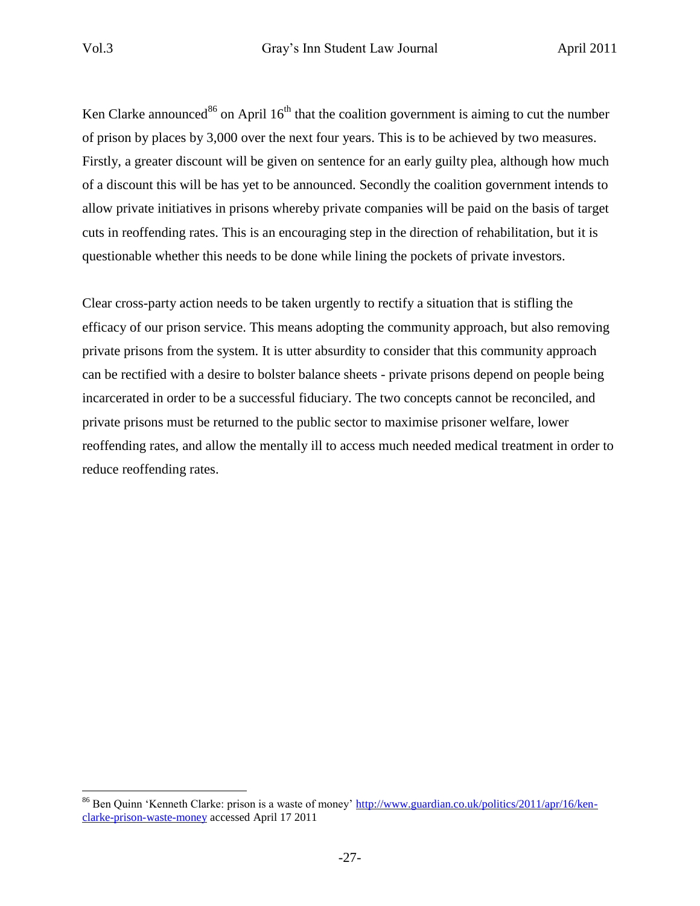Ken Clarke announced[86] on April 16th that the coalition government is aiming to cut the number of prison by places by 3,000 over the next four years. This is to be achieved by two measures. Firstly, a greater discount will be given on sentence for an early guilty plea, although how much of a discount this will be has yet to be announced. Secondly the coalition government intends to allow private initiatives in prisons whereby private companies will be paid on the basis of target cuts in reoffending rates. This is an encouraging step in the direction of rehabilitation, but it is questionable whether this needs to be done while lining the pockets of private investors.

Clear cross-party action needs to be taken urgently to rectify a situation that is stifling the efficacy of our prison service. This means adopting the community approach, but also removing private prisons from the system. It is utter absurdity to consider that this community approach can be rectified with a desire to bolster balance sheets - private prisons depend on people being incarcerated in order to be a successful fiduciary. The two concepts cannot be reconciled, and private prisons must be returned to the public sector to maximise prisoner welfare, lower reoffending rates, and allow the mentally ill to access much needed medical treatment in order to reduce reoffending rates.

---

[86] Ben Quinn 'Kenneth Clarke: prison is a waste of money' http://www.guardian.co.uk/politics/2011/apr/16/ken-clarke-prison-waste-money accessed April 17 2011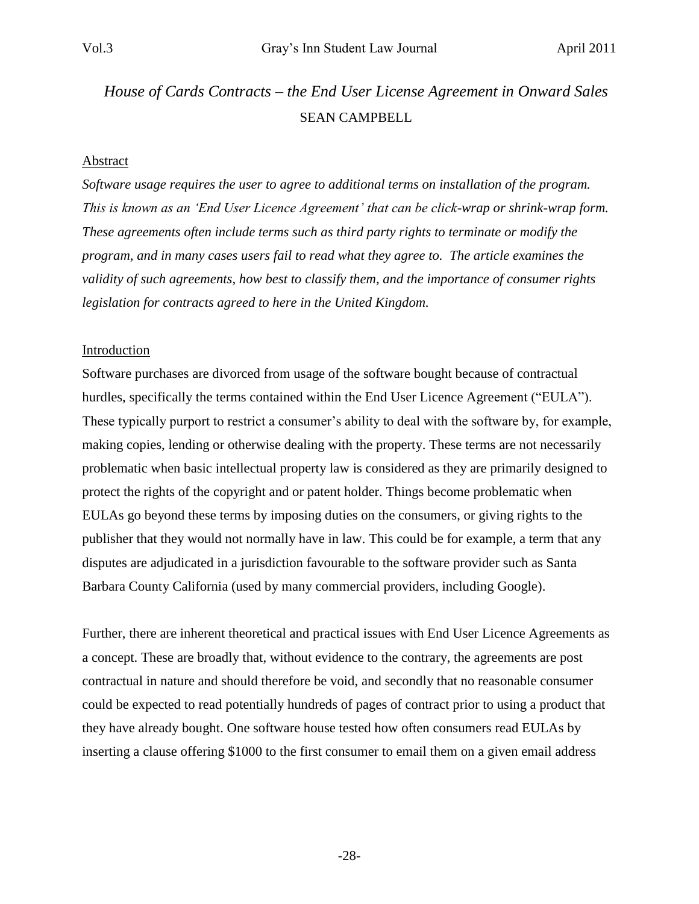# *House of Cards Contracts – the End User License Agreement in Onward Sales*

SEAN CAMPBELL

## Abstract

*Software usage requires the user to agree to additional terms on installation of the program. This is known as an 'End User Licence Agreement' that can be click-wrap or shrink-wrap form. These agreements often include terms such as third party rights to terminate or modify the program, and in many cases users fail to read what they agree to. The article examines the validity of such agreements, how best to classify them, and the importance of consumer rights legislation for contracts agreed to here in the United Kingdom.*

## Introduction

Software purchases are divorced from usage of the software bought because of contractual hurdles, specifically the terms contained within the End User Licence Agreement ("EULA"). These typically purport to restrict a consumer's ability to deal with the software by, for example, making copies, lending or otherwise dealing with the property. These terms are not necessarily problematic when basic intellectual property law is considered as they are primarily designed to protect the rights of the copyright and or patent holder. Things become problematic when EULAs go beyond these terms by imposing duties on the consumers, or giving rights to the publisher that they would not normally have in law. This could be for example, a term that any disputes are adjudicated in a jurisdiction favourable to the software provider such as Santa Barbara County California (used by many commercial providers, including Google).

Further, there are inherent theoretical and practical issues with End User Licence Agreements as a concept. These are broadly that, without evidence to the contrary, the agreements are post contractual in nature and should therefore be void, and secondly that no reasonable consumer could be expected to read potentially hundreds of pages of contract prior to using a product that they have already bought. One software house tested how often consumers read EULAs by inserting a clause offering $1000 to the first consumer to email them on a given email address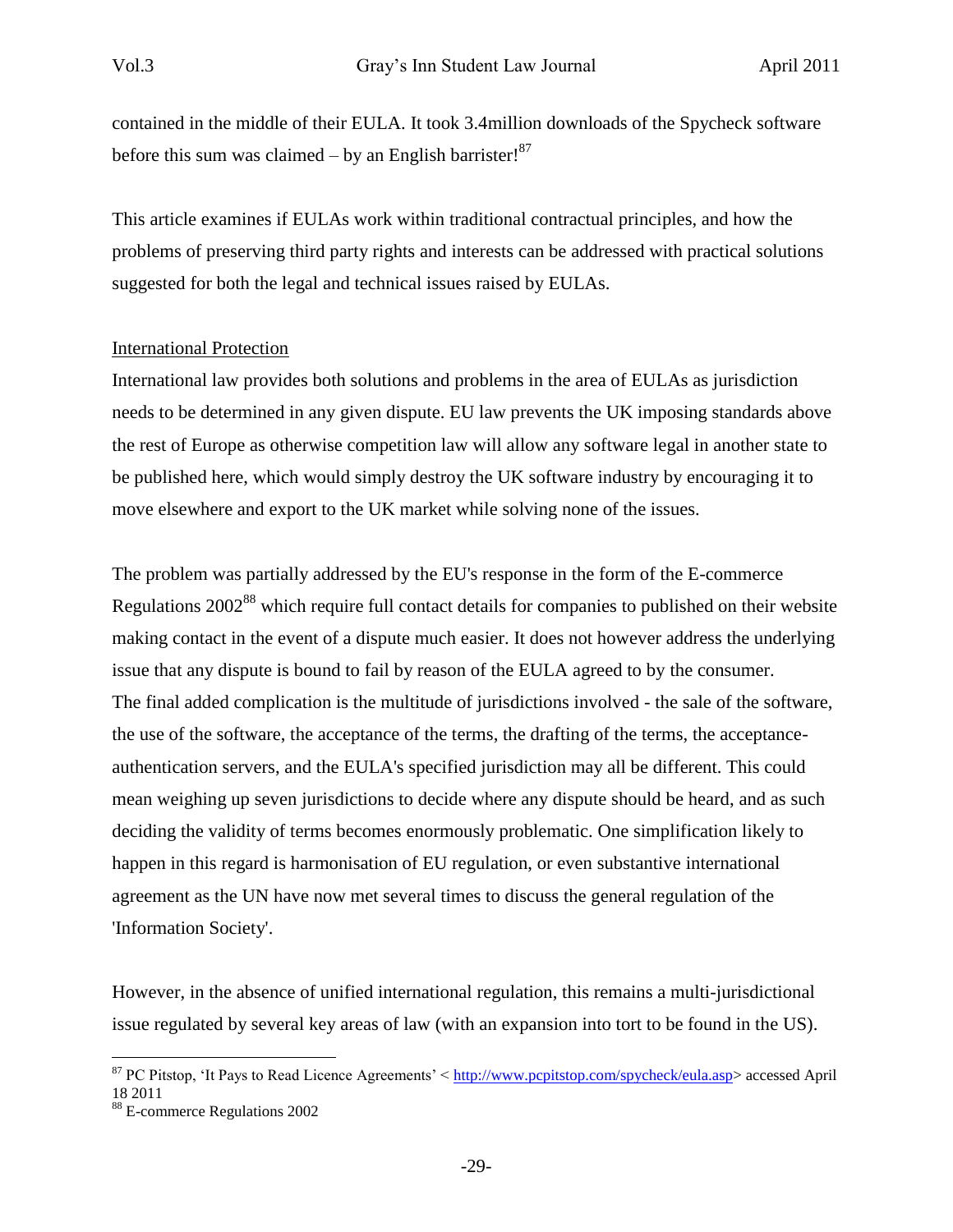contained in the middle of their EULA. It took 3.4million downloads of the Spycheck software before this sum was claimed – by an English barrister![87]

This article examines if EULAs work within traditional contractual principles, and how the problems of preserving third party rights and interests can be addressed with practical solutions suggested for both the legal and technical issues raised by EULAs.

<u>International Protection</u>

International law provides both solutions and problems in the area of EULAs as jurisdiction needs to be determined in any given dispute. EU law prevents the UK imposing standards above the rest of Europe as otherwise competition law will allow any software legal in another state to be published here, which would simply destroy the UK software industry by encouraging it to move elsewhere and export to the UK market while solving none of the issues.

The problem was partially addressed by the EU's response in the form of the E-commerce Regulations 2002[88] which require full contact details for companies to published on their website making contact in the event of a dispute much easier. It does not however address the underlying issue that any dispute is bound to fail by reason of the EULA agreed to by the consumer.

The final added complication is the multitude of jurisdictions involved - the sale of the software, the use of the software, the acceptance of the terms, the drafting of the terms, the acceptance-authentication servers, and the EULA's specified jurisdiction may all be different. This could mean weighing up seven jurisdictions to decide where any dispute should be heard, and as such deciding the validity of terms becomes enormously problematic. One simplification likely to happen in this regard is harmonisation of EU regulation, or even substantive international agreement as the UN have now met several times to discuss the general regulation of the 'Information Society'.

However, in the absence of unified international regulation, this remains a multi-jurisdictional issue regulated by several key areas of law (with an expansion into tort to be found in the US).

---

[87] PC Pitstop, 'It Pays to Read Licence Agreements' < http://www.pcpitstop.com/spycheck/eula.asp> accessed April 18 2011

[88] E-commerce Regulations 2002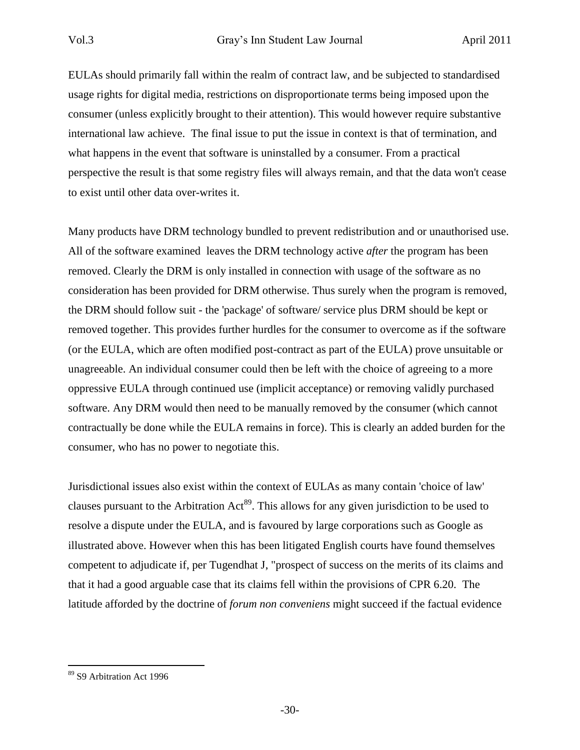EULAs should primarily fall within the realm of contract law, and be subjected to standardised usage rights for digital media, restrictions on disproportionate terms being imposed upon the consumer (unless explicitly brought to their attention). This would however require substantive international law achieve. The final issue to put the issue in context is that of termination, and what happens in the event that software is uninstalled by a consumer. From a practical perspective the result is that some registry files will always remain, and that the data won't cease to exist until other data over-writes it.

Many products have DRM technology bundled to prevent redistribution and or unauthorised use. All of the software examined leaves the DRM technology active *after* the program has been removed. Clearly the DRM is only installed in connection with usage of the software as no consideration has been provided for DRM otherwise. Thus surely when the program is removed, the DRM should follow suit - the 'package' of software/ service plus DRM should be kept or removed together. This provides further hurdles for the consumer to overcome as if the software (or the EULA, which are often modified post-contract as part of the EULA) prove unsuitable or unagreeable. An individual consumer could then be left with the choice of agreeing to a more oppressive EULA through continued use (implicit acceptance) or removing validly purchased software. Any DRM would then need to be manually removed by the consumer (which cannot contractually be done while the EULA remains in force). This is clearly an added burden for the consumer, who has no power to negotiate this.

Jurisdictional issues also exist within the context of EULAs as many contain 'choice of law' clauses pursuant to the Arbitration Act[89]. This allows for any given jurisdiction to be used to resolve a dispute under the EULA, and is favoured by large corporations such as Google as illustrated above. However when this has been litigated English courts have found themselves competent to adjudicate if, per Tugendhat J, "prospect of success on the merits of its claims and that it had a good arguable case that its claims fell within the provisions of CPR 6.20. The latitude afforded by the doctrine of *forum non conveniens* might succeed if the factual evidence

[89] S9 Arbitration Act 1996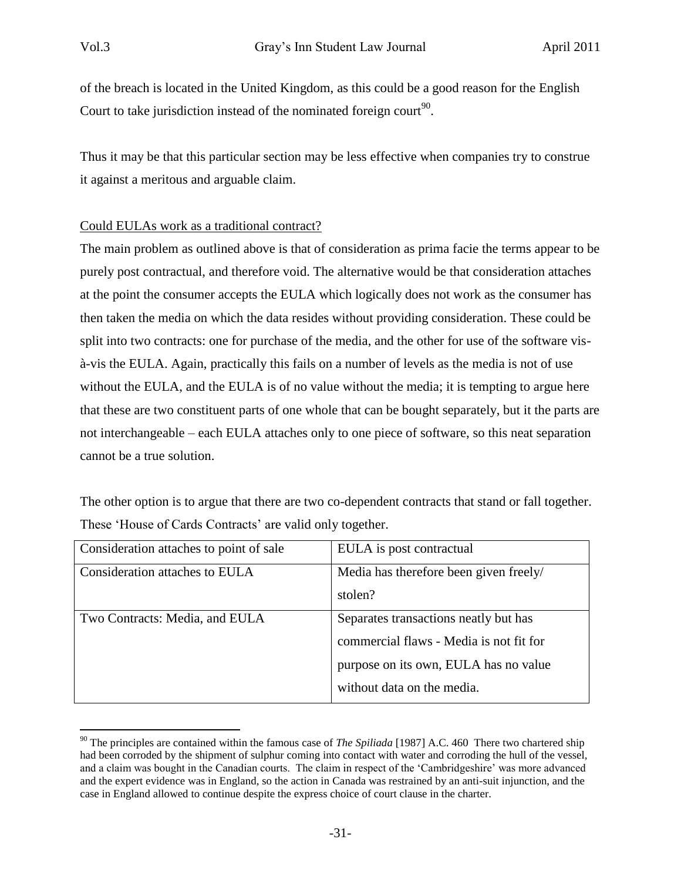of the breach is located in the United Kingdom, as this could be a good reason for the English Court to take jurisdiction instead of the nominated foreign court[90].

Thus it may be that this particular section may be less effective when companies try to construe it against a meritous and arguable claim.

Could EULAs work as a traditional contract?

The main problem as outlined above is that of consideration as prima facie the terms appear to be purely post contractual, and therefore void. The alternative would be that consideration attaches at the point the consumer accepts the EULA which logically does not work as the consumer has then taken the media on which the data resides without providing consideration. These could be split into two contracts: one for purchase of the media, and the other for use of the software vis-à-vis the EULA. Again, practically this fails on a number of levels as the media is not of use without the EULA, and the EULA is of no value without the media; it is tempting to argue here that these are two constituent parts of one whole that can be bought separately, but it the parts are not interchangeable – each EULA attaches only to one piece of software, so this neat separation cannot be a true solution.

The other option is to argue that there are two co-dependent contracts that stand or fall together. These 'House of Cards Contracts' are valid only together.

| | |
|---|---|
| Consideration attaches to point of sale | EULA is post contractual |
| Consideration attaches to EULA | Media has therefore been given freely/ stolen? |
| Two Contracts: Media, and EULA | Separates transactions neatly but has commercial flaws - Media is not fit for purpose on its own, EULA has no value without data on the media. |

[90] The principles are contained within the famous case of *The Spiliada* [1987] A.C. 460 There two chartered ship had been corroded by the shipment of sulphur coming into contact with water and corroding the hull of the vessel, and a claim was bought in the Canadian courts. The claim in respect of the 'Cambridgeshire' was more advanced and the expert evidence was in England, so the action in Canada was restrained by an anti-suit injunction, and the case in England allowed to continue despite the express choice of court clause in the charter.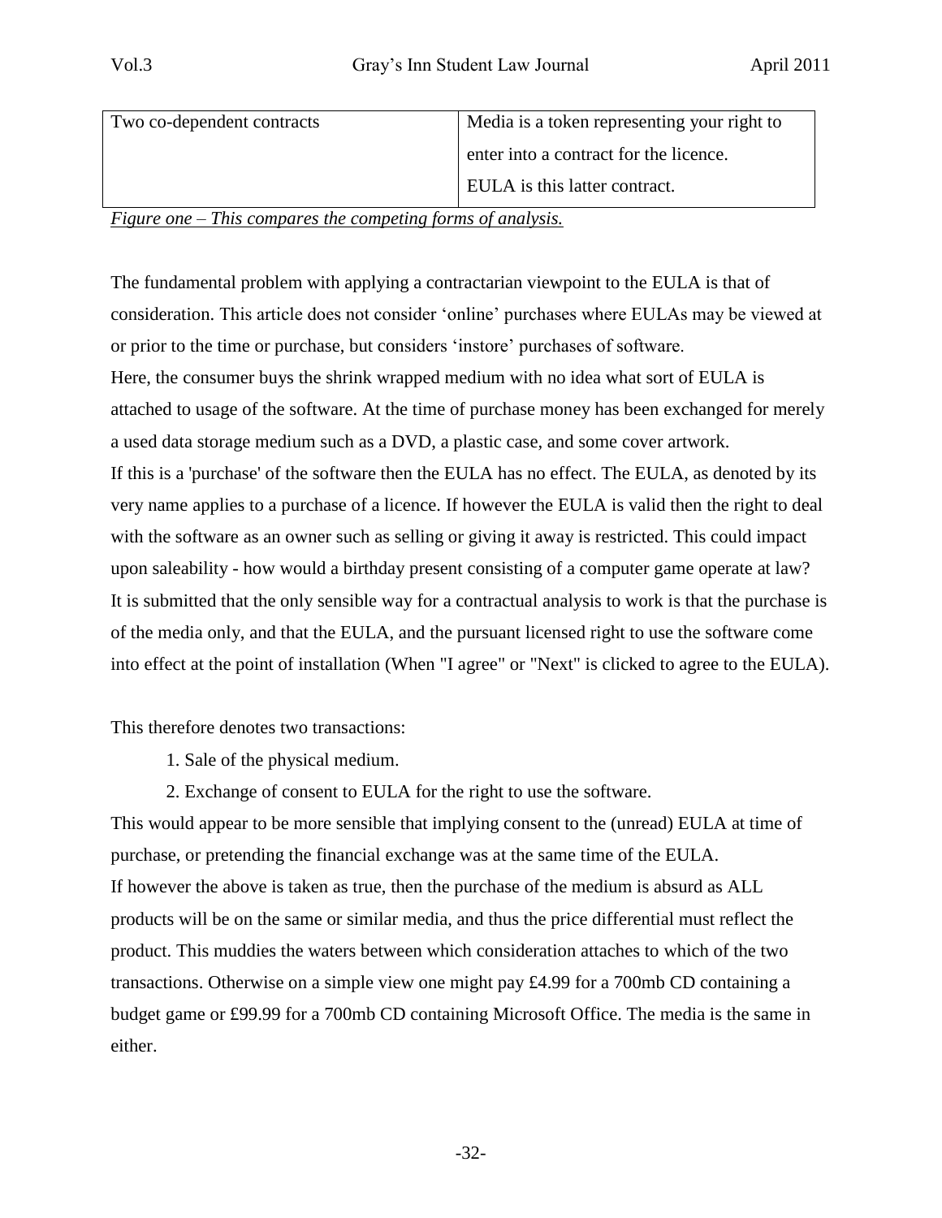| | |
|---|---|
| Two co-dependent contracts | Media is a token representing your right to enter into a contract for the licence. EULA is this latter contract. |

*Figure one – This compares the competing forms of analysis.*

The fundamental problem with applying a contractarian viewpoint to the EULA is that of consideration. This article does not consider 'online' purchases where EULAs may be viewed at or prior to the time or purchase, but considers 'instore' purchases of software.
Here, the consumer buys the shrink wrapped medium with no idea what sort of EULA is attached to usage of the software. At the time of purchase money has been exchanged for merely a used data storage medium such as a DVD, a plastic case, and some cover artwork.
If this is a 'purchase' of the software then the EULA has no effect. The EULA, as denoted by its very name applies to a purchase of a licence. If however the EULA is valid then the right to deal with the software as an owner such as selling or giving it away is restricted. This could impact upon saleability - how would a birthday present consisting of a computer game operate at law?
It is submitted that the only sensible way for a contractual analysis to work is that the purchase is of the media only, and that the EULA, and the pursuant licensed right to use the software come into effect at the point of installation (When "I agree" or "Next" is clicked to agree to the EULA).

This therefore denotes two transactions:

1. Sale of the physical medium.
2. Exchange of consent to EULA for the right to use the software.

This would appear to be more sensible that implying consent to the (unread) EULA at time of purchase, or pretending the financial exchange was at the same time of the EULA.
If however the above is taken as true, then the purchase of the medium is absurd as ALL products will be on the same or similar media, and thus the price differential must reflect the product. This muddies the waters between which consideration attaches to which of the two transactions. Otherwise on a simple view one might pay £4.99 for a 700mb CD containing a budget game or £99.99 for a 700mb CD containing Microsoft Office. The media is the same in either.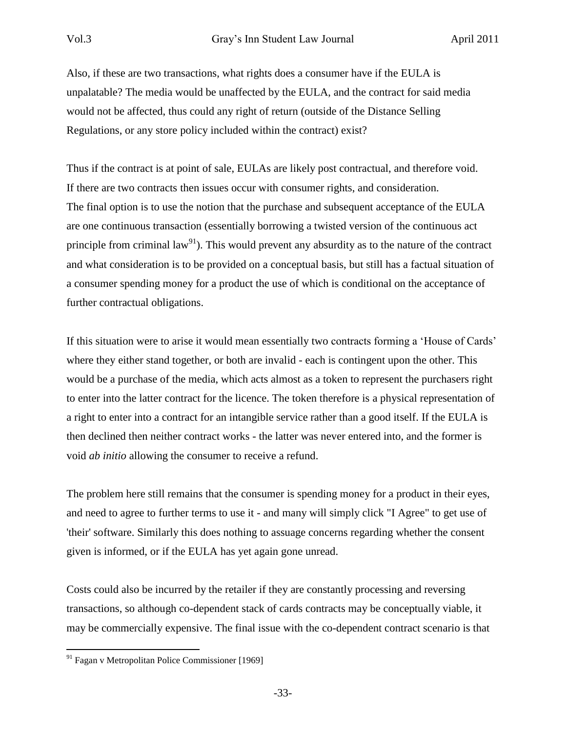Also, if these are two transactions, what rights does a consumer have if the EULA is unpalatable? The media would be unaffected by the EULA, and the contract for said media would not be affected, thus could any right of return (outside of the Distance Selling Regulations, or any store policy included within the contract) exist?

Thus if the contract is at point of sale, EULAs are likely post contractual, and therefore void. If there are two contracts then issues occur with consumer rights, and consideration. The final option is to use the notion that the purchase and subsequent acceptance of the EULA are one continuous transaction (essentially borrowing a twisted version of the continuous act principle from criminal law[91]). This would prevent any absurdity as to the nature of the contract and what consideration is to be provided on a conceptual basis, but still has a factual situation of a consumer spending money for a product the use of which is conditional on the acceptance of further contractual obligations.

If this situation were to arise it would mean essentially two contracts forming a 'House of Cards' where they either stand together, or both are invalid - each is contingent upon the other. This would be a purchase of the media, which acts almost as a token to represent the purchasers right to enter into the latter contract for the licence. The token therefore is a physical representation of a right to enter into a contract for an intangible service rather than a good itself. If the EULA is then declined then neither contract works - the latter was never entered into, and the former is void *ab initio* allowing the consumer to receive a refund.

The problem here still remains that the consumer is spending money for a product in their eyes, and need to agree to further terms to use it - and many will simply click "I Agree" to get use of 'their' software. Similarly this does nothing to assuage concerns regarding whether the consent given is informed, or if the EULA has yet again gone unread.

Costs could also be incurred by the retailer if they are constantly processing and reversing transactions, so although co-dependent stack of cards contracts may be conceptually viable, it may be commercially expensive. The final issue with the co-dependent contract scenario is that

[91] Fagan v Metropolitan Police Commissioner [1969]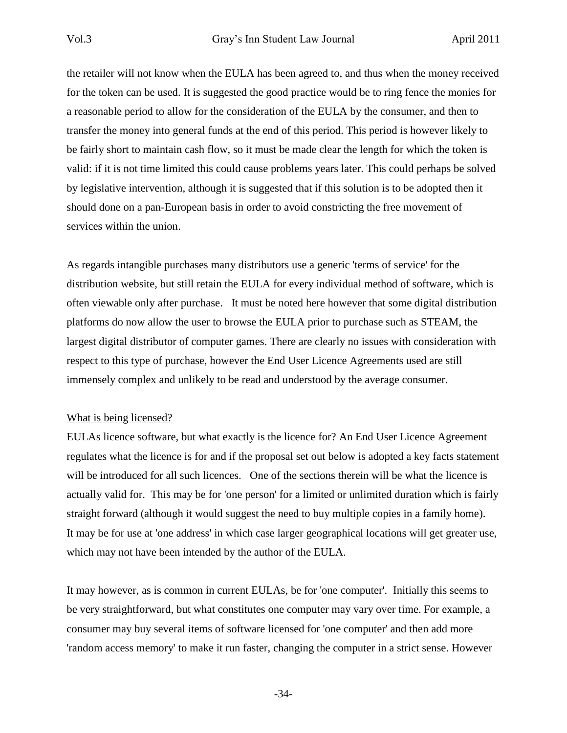the retailer will not know when the EULA has been agreed to, and thus when the money received for the token can be used. It is suggested the good practice would be to ring fence the monies for a reasonable period to allow for the consideration of the EULA by the consumer, and then to transfer the money into general funds at the end of this period. This period is however likely to be fairly short to maintain cash flow, so it must be made clear the length for which the token is valid: if it is not time limited this could cause problems years later. This could perhaps be solved by legislative intervention, although it is suggested that if this solution is to be adopted then it should done on a pan-European basis in order to avoid constricting the free movement of services within the union.

As regards intangible purchases many distributors use a generic 'terms of service' for the distribution website, but still retain the EULA for every individual method of software, which is often viewable only after purchase. It must be noted here however that some digital distribution platforms do now allow the user to browse the EULA prior to purchase such as STEAM, the largest digital distributor of computer games. There are clearly no issues with consideration with respect to this type of purchase, however the End User Licence Agreements used are still immensely complex and unlikely to be read and understood by the average consumer.

<u>What is being licensed?</u>

EULAs licence software, but what exactly is the licence for? An End User Licence Agreement regulates what the licence is for and if the proposal set out below is adopted a key facts statement will be introduced for all such licences. One of the sections therein will be what the licence is actually valid for. This may be for 'one person' for a limited or unlimited duration which is fairly straight forward (although it would suggest the need to buy multiple copies in a family home). It may be for use at 'one address' in which case larger geographical locations will get greater use, which may not have been intended by the author of the EULA.

It may however, as is common in current EULAs, be for 'one computer'. Initially this seems to be very straightforward, but what constitutes one computer may vary over time. For example, a consumer may buy several items of software licensed for 'one computer' and then add more 'random access memory' to make it run faster, changing the computer in a strict sense. However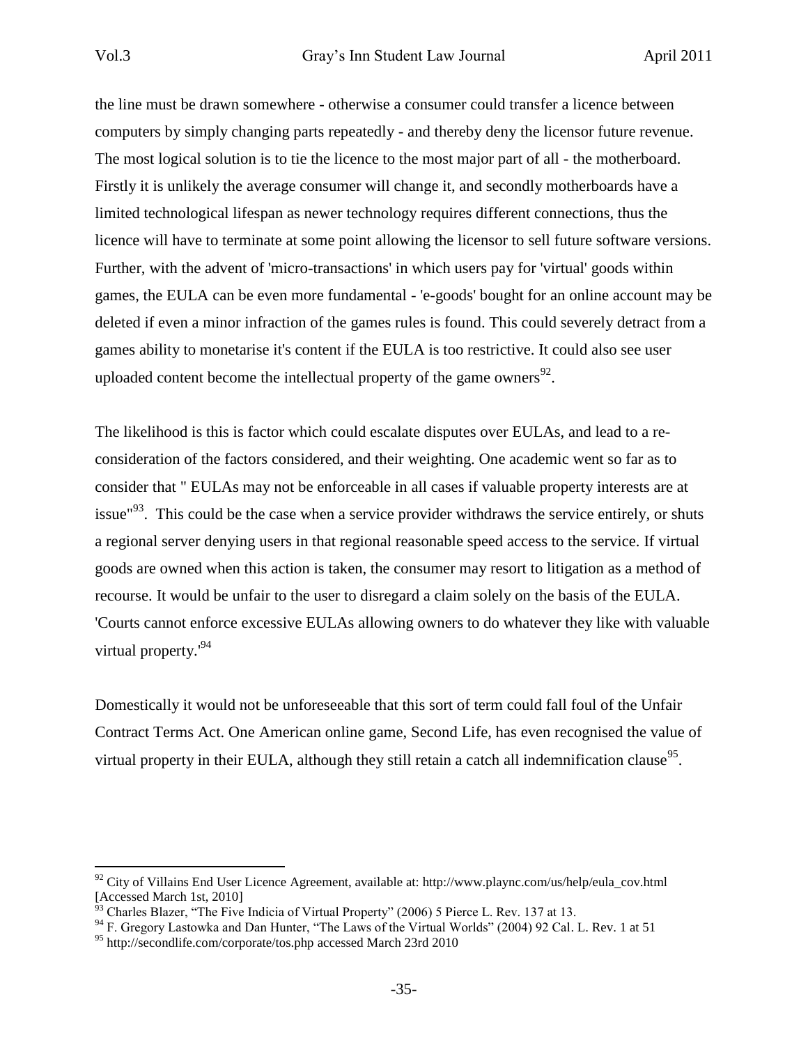the line must be drawn somewhere - otherwise a consumer could transfer a licence between computers by simply changing parts repeatedly - and thereby deny the licensor future revenue. The most logical solution is to tie the licence to the most major part of all - the motherboard. Firstly it is unlikely the average consumer will change it, and secondly motherboards have a limited technological lifespan as newer technology requires different connections, thus the licence will have to terminate at some point allowing the licensor to sell future software versions. Further, with the advent of 'micro-transactions' in which users pay for 'virtual' goods within games, the EULA can be even more fundamental - 'e-goods' bought for an online account may be deleted if even a minor infraction of the games rules is found. This could severely detract from a games ability to monetarise it's content if the EULA is too restrictive. It could also see user uploaded content become the intellectual property of the game owners[92].

The likelihood is this is factor which could escalate disputes over EULAs, and lead to a re-consideration of the factors considered, and their weighting. One academic went so far as to consider that " EULAs may not be enforceable in all cases if valuable property interests are at issue"[93]. This could be the case when a service provider withdraws the service entirely, or shuts a regional server denying users in that regional reasonable speed access to the service. If virtual goods are owned when this action is taken, the consumer may resort to litigation as a method of recourse. It would be unfair to the user to disregard a claim solely on the basis of the EULA. 'Courts cannot enforce excessive EULAs allowing owners to do whatever they like with valuable virtual property.'[94]

Domestically it would not be unforeseeable that this sort of term could fall foul of the Unfair Contract Terms Act. One American online game, Second Life, has even recognised the value of virtual property in their EULA, although they still retain a catch all indemnification clause[95].

---

[92] City of Villains End User Licence Agreement, available at: http://www.plaync.com/us/help/eula_cov.html [Accessed March 1st, 2010]

[93] Charles Blazer, "The Five Indicia of Virtual Property" (2006) 5 Pierce L. Rev. 137 at 13.

[94] F. Gregory Lastowka and Dan Hunter, "The Laws of the Virtual Worlds" (2004) 92 Cal. L. Rev. 1 at 51

[95] http://secondlife.com/corporate/tos.php accessed March 23rd 2010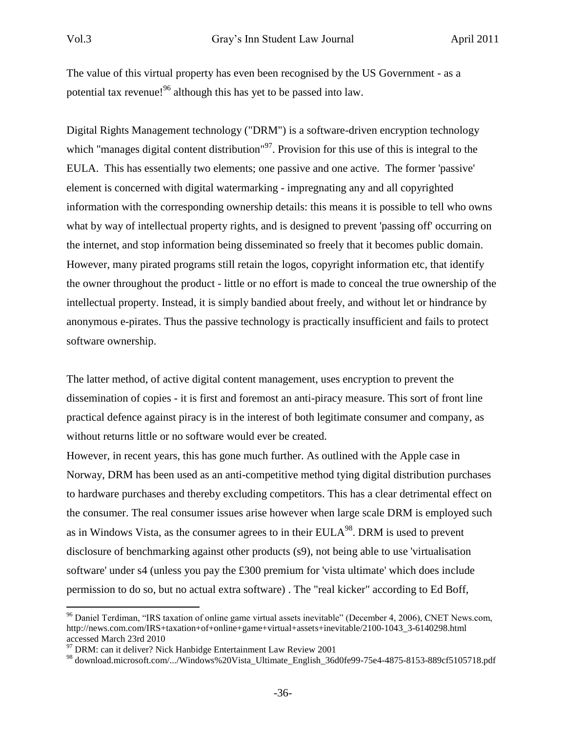The value of this virtual property has even been recognised by the US Government - as a potential tax revenue![96] although this has yet to be passed into law.

Digital Rights Management technology ("DRM") is a software-driven encryption technology which "manages digital content distribution"[97]. Provision for this use of this is integral to the EULA. This has essentially two elements; one passive and one active. The former 'passive' element is concerned with digital watermarking - impregnating any and all copyrighted information with the corresponding ownership details: this means it is possible to tell who owns what by way of intellectual property rights, and is designed to prevent 'passing off' occurring on the internet, and stop information being disseminated so freely that it becomes public domain. However, many pirated programs still retain the logos, copyright information etc, that identify the owner throughout the product - little or no effort is made to conceal the true ownership of the intellectual property. Instead, it is simply bandied about freely, and without let or hindrance by anonymous e-pirates. Thus the passive technology is practically insufficient and fails to protect software ownership.

The latter method, of active digital content management, uses encryption to prevent the dissemination of copies - it is first and foremost an anti-piracy measure. This sort of front line practical defence against piracy is in the interest of both legitimate consumer and company, as without returns little or no software would ever be created.
However, in recent years, this has gone much further. As outlined with the Apple case in Norway, DRM has been used as an anti-competitive method tying digital distribution purchases to hardware purchases and thereby excluding competitors. This has a clear detrimental effect on the consumer. The real consumer issues arise however when large scale DRM is employed such as in Windows Vista, as the consumer agrees to in their EULA[98]. DRM is used to prevent disclosure of benchmarking against other products (s9), not being able to use 'virtualisation software' under s4 (unless you pay the £300 premium for 'vista ultimate' which does include permission to do so, but no actual extra software) . The "real kicker" according to Ed Boff,

---

[96] Daniel Terdiman, "IRS taxation of online game virtual assets inevitable" (December 4, 2006), CNET News.com, http://news.com.com/IRS+taxation+of+online+game+virtual+assets+inevitable/2100-1043_3-6140298.html accessed March 23rd 2010

[97] DRM: can it deliver? Nick Hanbidge Entertainment Law Review 2001

[98] download.microsoft.com/.../Windows%20Vista_Ultimate_English_36d0fe99-75e4-4875-8153-889cf5105718.pdf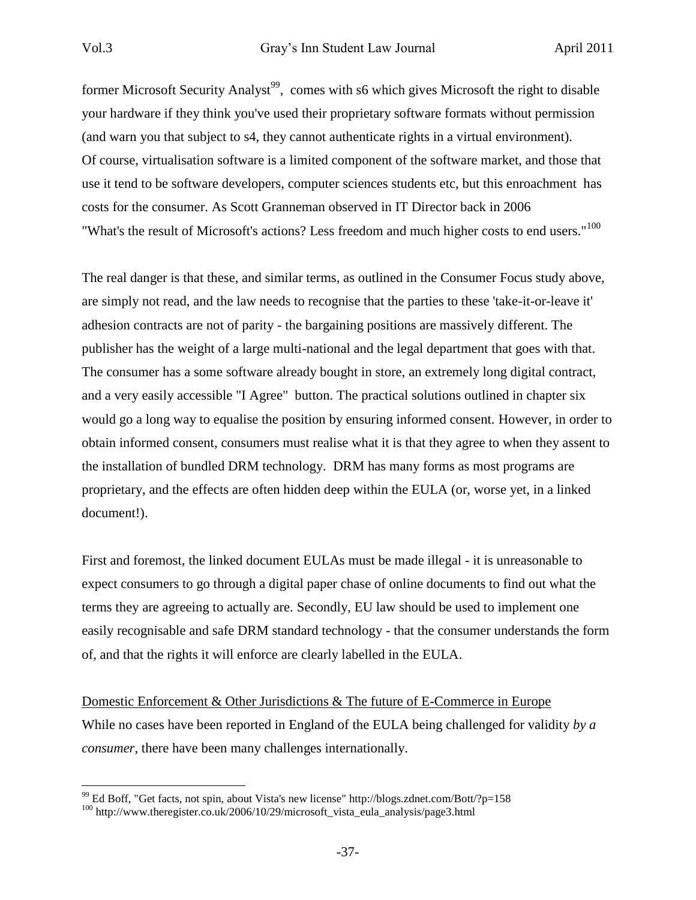former Microsoft Security Analyst[99], comes with s6 which gives Microsoft the right to disable your hardware if they think you've used their proprietary software formats without permission (and warn you that subject to s4, they cannot authenticate rights in a virtual environment). Of course, virtualisation software is a limited component of the software market, and those that use it tend to be software developers, computer sciences students etc, but this enroachment has costs for the consumer. As Scott Granneman observed in IT Director back in 2006 "What's the result of Microsoft's actions? Less freedom and much higher costs to end users."[100]

The real danger is that these, and similar terms, as outlined in the Consumer Focus study above, are simply not read, and the law needs to recognise that the parties to these 'take-it-or-leave it' adhesion contracts are not of parity - the bargaining positions are massively different. The publisher has the weight of a large multi-national and the legal department that goes with that. The consumer has a some software already bought in store, an extremely long digital contract, and a very easily accessible "I Agree" button. The practical solutions outlined in chapter six would go a long way to equalise the position by ensuring informed consent. However, in order to obtain informed consent, consumers must realise what it is that they agree to when they assent to the installation of bundled DRM technology. DRM has many forms as most programs are proprietary, and the effects are often hidden deep within the EULA (or, worse yet, in a linked document!).

First and foremost, the linked document EULAs must be made illegal - it is unreasonable to expect consumers to go through a digital paper chase of online documents to find out what the terms they are agreeing to actually are. Secondly, EU law should be used to implement one easily recognisable and safe DRM standard technology - that the consumer understands the form of, and that the rights it will enforce are clearly labelled in the EULA.

## Domestic Enforcement & Other Jurisdictions & The future of E-Commerce in Europe

While no cases have been reported in England of the EULA being challenged for validity *by a consumer*, there have been many challenges internationally.

---

[99] Ed Boff, "Get facts, not spin, about Vista's new license" http://blogs.zdnet.com/Bott/?p=158

[100] http://www.theregister.co.uk/2006/10/29/microsoft_vista_eula_analysis/page3.html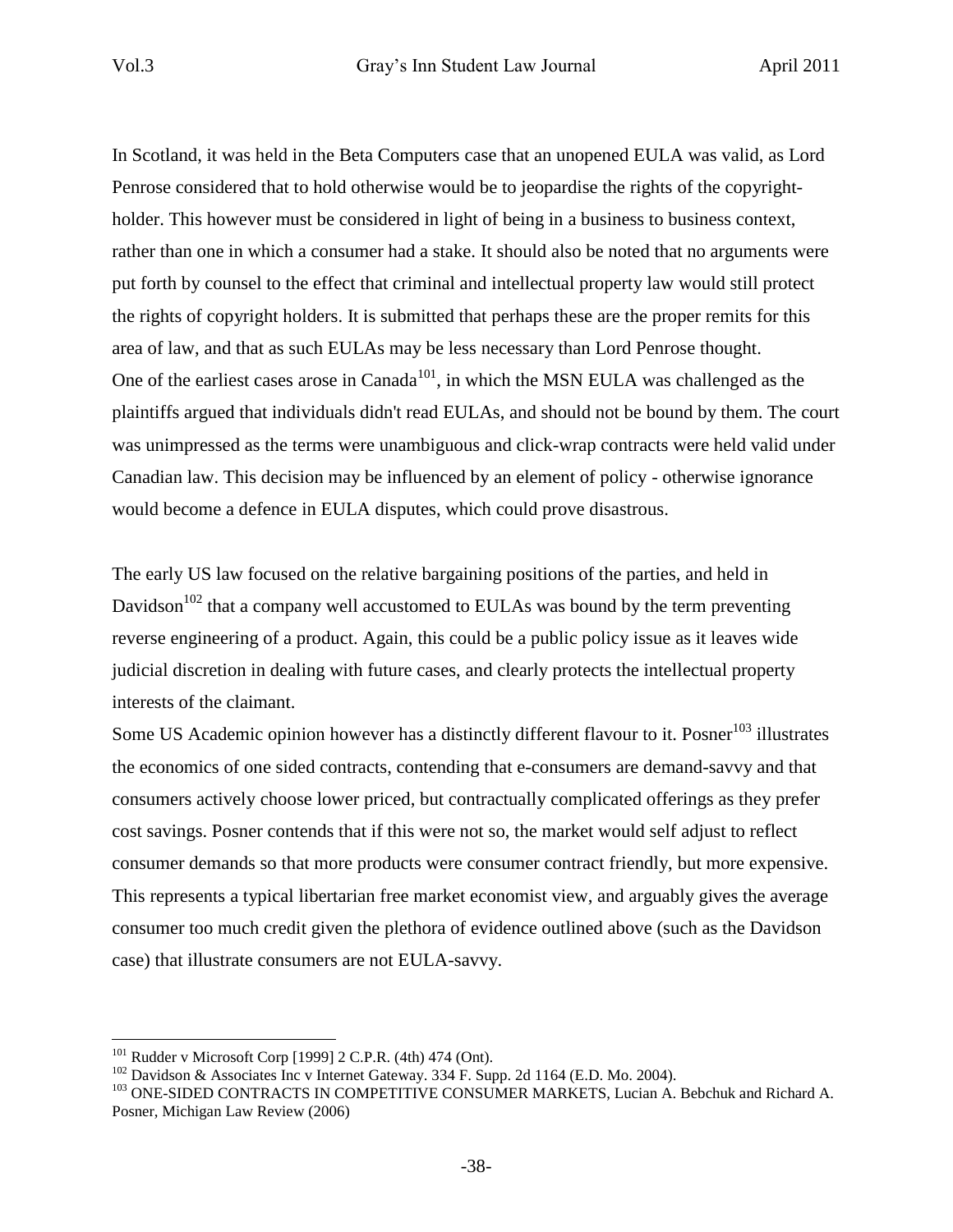In Scotland, it was held in the Beta Computers case that an unopened EULA was valid, as Lord Penrose considered that to hold otherwise would be to jeopardise the rights of the copyright-holder. This however must be considered in light of being in a business to business context, rather than one in which a consumer had a stake. It should also be noted that no arguments were put forth by counsel to the effect that criminal and intellectual property law would still protect the rights of copyright holders. It is submitted that perhaps these are the proper remits for this area of law, and that as such EULAs may be less necessary than Lord Penrose thought.
One of the earliest cases arose in Canada[101], in which the MSN EULA was challenged as the plaintiffs argued that individuals didn't read EULAs, and should not be bound by them. The court was unimpressed as the terms were unambiguous and click-wrap contracts were held valid under Canadian law. This decision may be influenced by an element of policy - otherwise ignorance would become a defence in EULA disputes, which could prove disastrous.

The early US law focused on the relative bargaining positions of the parties, and held in Davidson[102] that a company well accustomed to EULAs was bound by the term preventing reverse engineering of a product. Again, this could be a public policy issue as it leaves wide judicial discretion in dealing with future cases, and clearly protects the intellectual property interests of the claimant.
Some US Academic opinion however has a distinctly different flavour to it. Posner[103] illustrates the economics of one sided contracts, contending that e-consumers are demand-savvy and that consumers actively choose lower priced, but contractually complicated offerings as they prefer cost savings. Posner contends that if this were not so, the market would self adjust to reflect consumer demands so that more products were consumer contract friendly, but more expensive. This represents a typical libertarian free market economist view, and arguably gives the average consumer too much credit given the plethora of evidence outlined above (such as the Davidson case) that illustrate consumers are not EULA-savvy.

[101] Rudder v Microsoft Corp [1999] 2 C.P.R. (4th) 474 (Ont).

[102] Davidson & Associates Inc v Internet Gateway. 334 F. Supp. 2d 1164 (E.D. Mo. 2004).

[103] ONE-SIDED CONTRACTS IN COMPETITIVE CONSUMER MARKETS, Lucian A. Bebchuk and Richard A. Posner, Michigan Law Review (2006)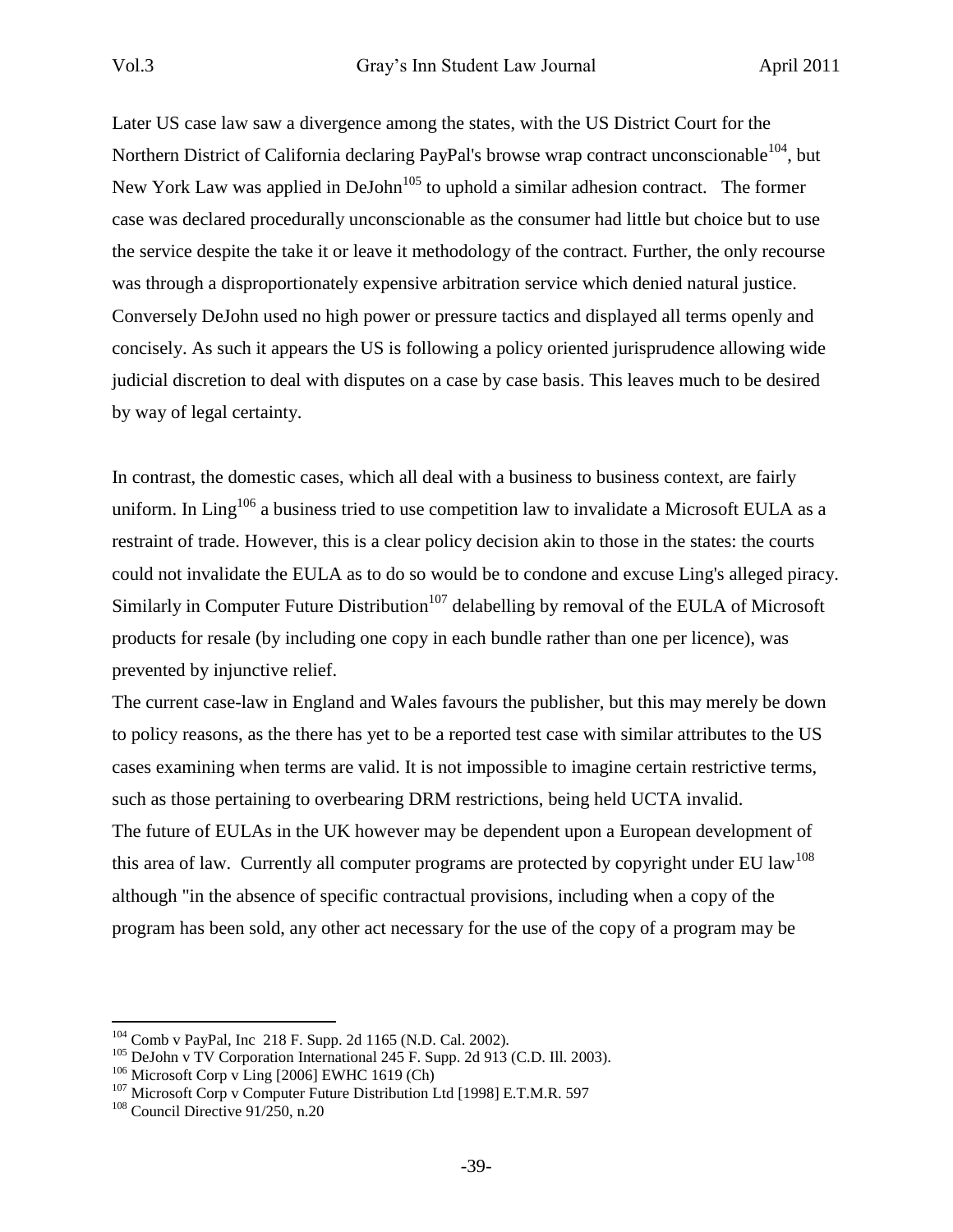Later US case law saw a divergence among the states, with the US District Court for the Northern District of California declaring PayPal's browse wrap contract unconscionable[104], but New York Law was applied in DeJohn[105] to uphold a similar adhesion contract. The former case was declared procedurally unconscionable as the consumer had little but choice but to use the service despite the take it or leave it methodology of the contract. Further, the only recourse was through a disproportionately expensive arbitration service which denied natural justice. Conversely DeJohn used no high power or pressure tactics and displayed all terms openly and concisely. As such it appears the US is following a policy oriented jurisprudence allowing wide judicial discretion to deal with disputes on a case by case basis. This leaves much to be desired by way of legal certainty.

In contrast, the domestic cases, which all deal with a business to business context, are fairly uniform. In Ling[106] a business tried to use competition law to invalidate a Microsoft EULA as a restraint of trade. However, this is a clear policy decision akin to those in the states: the courts could not invalidate the EULA as to do so would be to condone and excuse Ling's alleged piracy. Similarly in Computer Future Distribution[107] delabelling by removal of the EULA of Microsoft products for resale (by including one copy in each bundle rather than one per licence), was prevented by injunctive relief.

The current case-law in England and Wales favours the publisher, but this may merely be down to policy reasons, as the there has yet to be a reported test case with similar attributes to the US cases examining when terms are valid. It is not impossible to imagine certain restrictive terms, such as those pertaining to overbearing DRM restrictions, being held UCTA invalid.

The future of EULAs in the UK however may be dependent upon a European development of this area of law. Currently all computer programs are protected by copyright under EU law[108] although "in the absence of specific contractual provisions, including when a copy of the program has been sold, any other act necessary for the use of the copy of a program may be

---

[104] Comb v PayPal, Inc 218 F. Supp. 2d 1165 (N.D. Cal. 2002).

[105] DeJohn v TV Corporation International 245 F. Supp. 2d 913 (C.D. Ill. 2003).

[106] Microsoft Corp v Ling [2006] EWHC 1619 (Ch)

[107] Microsoft Corp v Computer Future Distribution Ltd [1998] E.T.M.R. 597

[108] Council Directive 91/250, n.20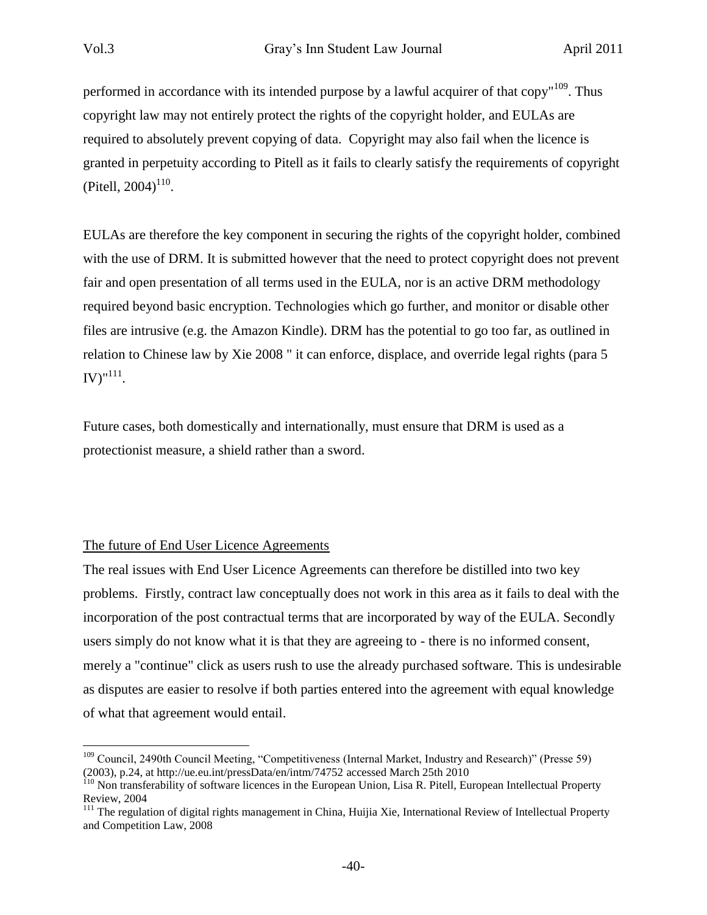performed in accordance with its intended purpose by a lawful acquirer of that copy"[109]. Thus copyright law may not entirely protect the rights of the copyright holder, and EULAs are required to absolutely prevent copying of data. Copyright may also fail when the licence is granted in perpetuity according to Pitell as it fails to clearly satisfy the requirements of copyright (Pitell, 2004)[110].

EULAs are therefore the key component in securing the rights of the copyright holder, combined with the use of DRM. It is submitted however that the need to protect copyright does not prevent fair and open presentation of all terms used in the EULA, nor is an active DRM methodology required beyond basic encryption. Technologies which go further, and monitor or disable other files are intrusive (e.g. the Amazon Kindle). DRM has the potential to go too far, as outlined in relation to Chinese law by Xie 2008 " it can enforce, displace, and override legal rights (para 5 IV)"[111].

Future cases, both domestically and internationally, must ensure that DRM is used as a protectionist measure, a shield rather than a sword.

## The future of End User Licence Agreements

The real issues with End User Licence Agreements can therefore be distilled into two key problems. Firstly, contract law conceptually does not work in this area as it fails to deal with the incorporation of the post contractual terms that are incorporated by way of the EULA. Secondly users simply do not know what it is that they are agreeing to - there is no informed consent, merely a "continue" click as users rush to use the already purchased software. This is undesirable as disputes are easier to resolve if both parties entered into the agreement with equal knowledge of what that agreement would entail.

---

[109] Council, 2490th Council Meeting, "Competitiveness (Internal Market, Industry and Research)" (Presse 59) (2003), p.24, at http://ue.eu.int/pressData/en/intm/74752 accessed March 25th 2010

[110] Non transferability of software licences in the European Union, Lisa R. Pitell, European Intellectual Property Review, 2004

[111] The regulation of digital rights management in China, Huijia Xie, International Review of Intellectual Property and Competition Law, 2008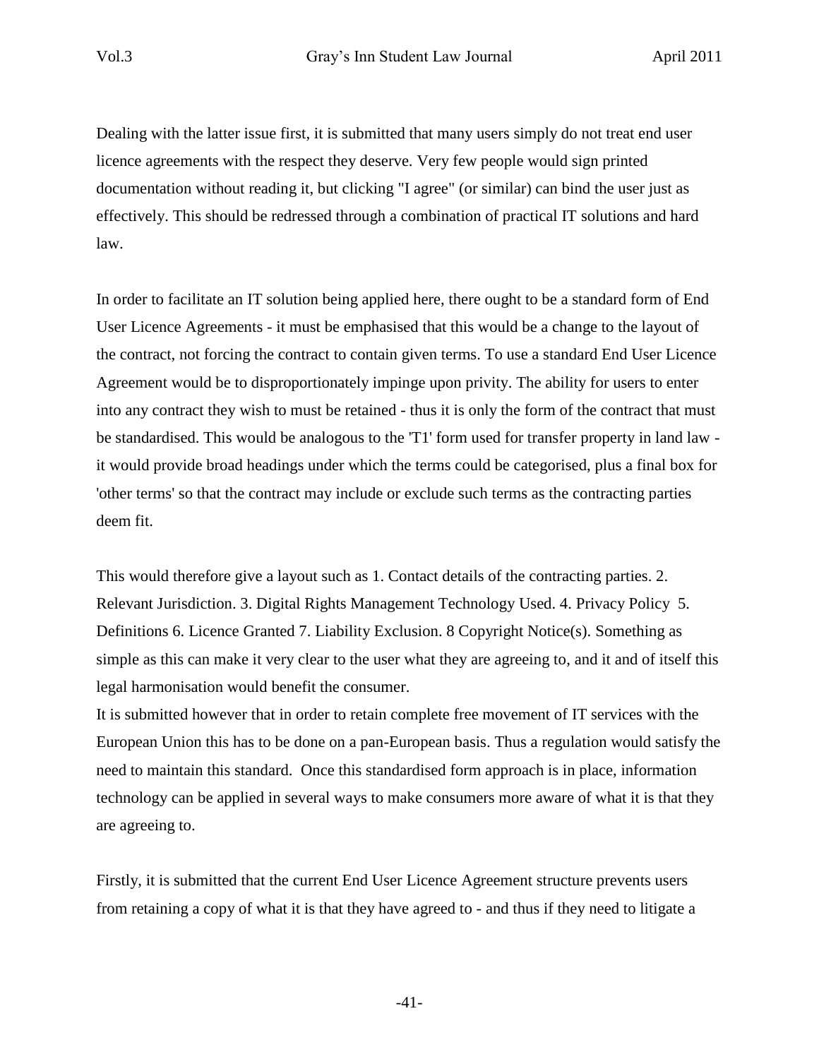Dealing with the latter issue first, it is submitted that many users simply do not treat end user licence agreements with the respect they deserve. Very few people would sign printed documentation without reading it, but clicking "I agree" (or similar) can bind the user just as effectively. This should be redressed through a combination of practical IT solutions and hard law.

In order to facilitate an IT solution being applied here, there ought to be a standard form of End User Licence Agreements - it must be emphasised that this would be a change to the layout of the contract, not forcing the contract to contain given terms. To use a standard End User Licence Agreement would be to disproportionately impinge upon privity. The ability for users to enter into any contract they wish to must be retained - thus it is only the form of the contract that must be standardised. This would be analogous to the 'T1' form used for transfer property in land law - it would provide broad headings under which the terms could be categorised, plus a final box for 'other terms' so that the contract may include or exclude such terms as the contracting parties deem fit.

This would therefore give a layout such as 1. Contact details of the contracting parties. 2. Relevant Jurisdiction. 3. Digital Rights Management Technology Used. 4. Privacy Policy 5. Definitions 6. Licence Granted 7. Liability Exclusion. 8 Copyright Notice(s). Something as simple as this can make it very clear to the user what they are agreeing to, and it and of itself this legal harmonisation would benefit the consumer.

It is submitted however that in order to retain complete free movement of IT services with the European Union this has to be done on a pan-European basis. Thus a regulation would satisfy the need to maintain this standard. Once this standardised form approach is in place, information technology can be applied in several ways to make consumers more aware of what it is that they are agreeing to.

Firstly, it is submitted that the current End User Licence Agreement structure prevents users from retaining a copy of what it is that they have agreed to - and thus if they need to litigate a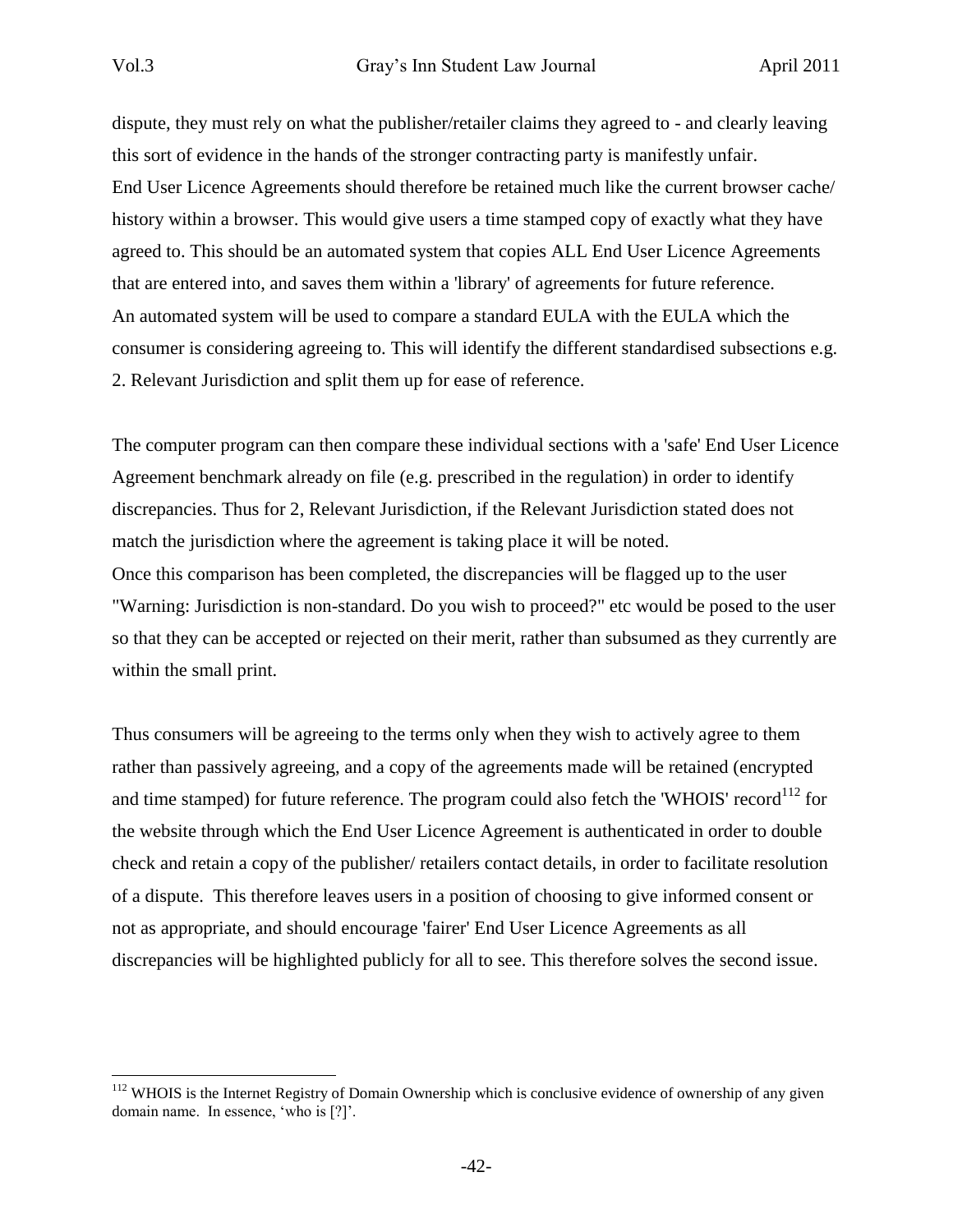dispute, they must rely on what the publisher/retailer claims they agreed to - and clearly leaving this sort of evidence in the hands of the stronger contracting party is manifestly unfair.

End User Licence Agreements should therefore be retained much like the current browser cache/ history within a browser. This would give users a time stamped copy of exactly what they have agreed to. This should be an automated system that copies ALL End User Licence Agreements that are entered into, and saves them within a 'library' of agreements for future reference.

An automated system will be used to compare a standard EULA with the EULA which the consumer is considering agreeing to. This will identify the different standardised subsections e.g. 2. Relevant Jurisdiction and split them up for ease of reference.

The computer program can then compare these individual sections with a 'safe' End User Licence Agreement benchmark already on file (e.g. prescribed in the regulation) in order to identify discrepancies. Thus for 2, Relevant Jurisdiction, if the Relevant Jurisdiction stated does not match the jurisdiction where the agreement is taking place it will be noted.

Once this comparison has been completed, the discrepancies will be flagged up to the user "Warning: Jurisdiction is non-standard. Do you wish to proceed?" etc would be posed to the user so that they can be accepted or rejected on their merit, rather than subsumed as they currently are within the small print.

Thus consumers will be agreeing to the terms only when they wish to actively agree to them rather than passively agreeing, and a copy of the agreements made will be retained (encrypted and time stamped) for future reference. The program could also fetch the 'WHOIS' record[112] for the website through which the End User Licence Agreement is authenticated in order to double check and retain a copy of the publisher/ retailers contact details, in order to facilitate resolution of a dispute. This therefore leaves users in a position of choosing to give informed consent or not as appropriate, and should encourage 'fairer' End User Licence Agreements as all discrepancies will be highlighted publicly for all to see. This therefore solves the second issue.

---

[112] WHOIS is the Internet Registry of Domain Ownership which is conclusive evidence of ownership of any given domain name. In essence, 'who is [?]'.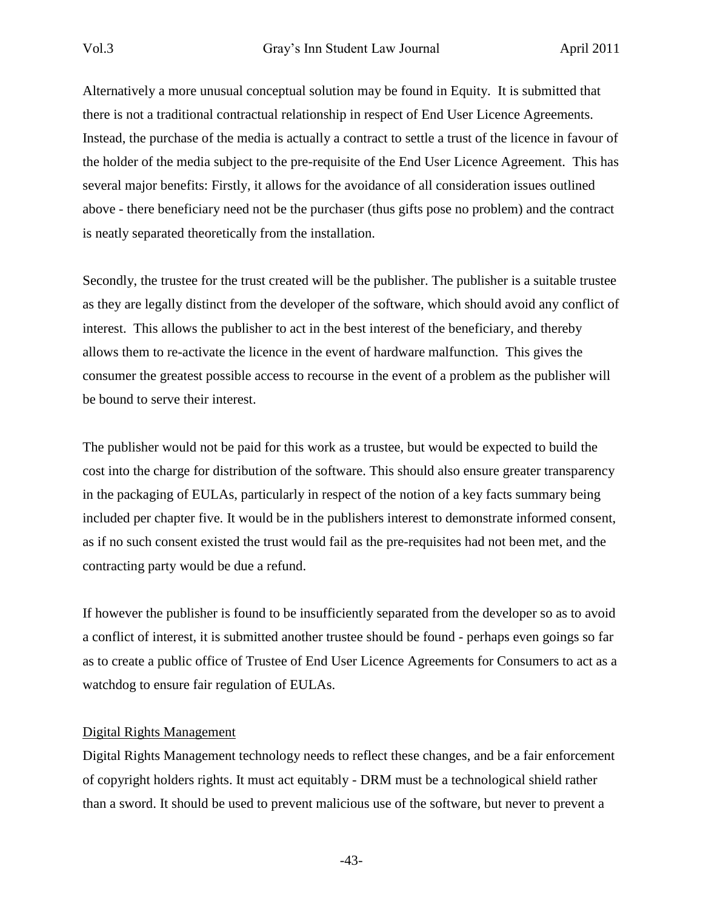Alternatively a more unusual conceptual solution may be found in Equity. It is submitted that there is not a traditional contractual relationship in respect of End User Licence Agreements. Instead, the purchase of the media is actually a contract to settle a trust of the licence in favour of the holder of the media subject to the pre-requisite of the End User Licence Agreement. This has several major benefits: Firstly, it allows for the avoidance of all consideration issues outlined above - there beneficiary need not be the purchaser (thus gifts pose no problem) and the contract is neatly separated theoretically from the installation.

Secondly, the trustee for the trust created will be the publisher. The publisher is a suitable trustee as they are legally distinct from the developer of the software, which should avoid any conflict of interest. This allows the publisher to act in the best interest of the beneficiary, and thereby allows them to re-activate the licence in the event of hardware malfunction. This gives the consumer the greatest possible access to recourse in the event of a problem as the publisher will be bound to serve their interest.

The publisher would not be paid for this work as a trustee, but would be expected to build the cost into the charge for distribution of the software. This should also ensure greater transparency in the packaging of EULAs, particularly in respect of the notion of a key facts summary being included per chapter five. It would be in the publishers interest to demonstrate informed consent, as if no such consent existed the trust would fail as the pre-requisites had not been met, and the contracting party would be due a refund.

If however the publisher is found to be insufficiently separated from the developer so as to avoid a conflict of interest, it is submitted another trustee should be found - perhaps even goings so far as to create a public office of Trustee of End User Licence Agreements for Consumers to act as a watchdog to ensure fair regulation of EULAs.

<u>Digital Rights Management</u>

Digital Rights Management technology needs to reflect these changes, and be a fair enforcement of copyright holders rights. It must act equitably - DRM must be a technological shield rather than a sword. It should be used to prevent malicious use of the software, but never to prevent a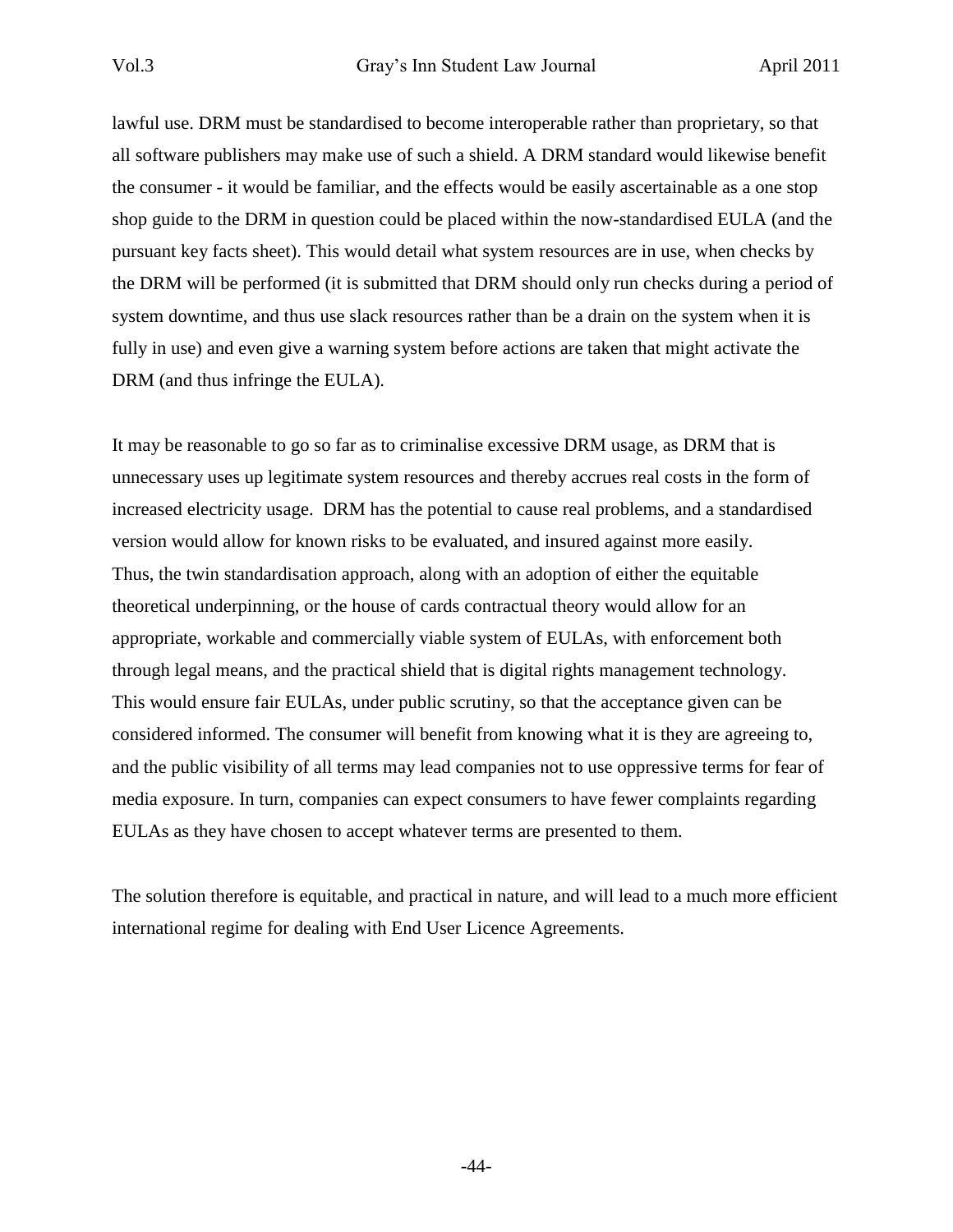lawful use. DRM must be standardised to become interoperable rather than proprietary, so that all software publishers may make use of such a shield. A DRM standard would likewise benefit the consumer - it would be familiar, and the effects would be easily ascertainable as a one stop shop guide to the DRM in question could be placed within the now-standardised EULA (and the pursuant key facts sheet). This would detail what system resources are in use, when checks by the DRM will be performed (it is submitted that DRM should only run checks during a period of system downtime, and thus use slack resources rather than be a drain on the system when it is fully in use) and even give a warning system before actions are taken that might activate the DRM (and thus infringe the EULA).

It may be reasonable to go so far as to criminalise excessive DRM usage, as DRM that is unnecessary uses up legitimate system resources and thereby accrues real costs in the form of increased electricity usage. DRM has the potential to cause real problems, and a standardised version would allow for known risks to be evaluated, and insured against more easily.
Thus, the twin standardisation approach, along with an adoption of either the equitable theoretical underpinning, or the house of cards contractual theory would allow for an appropriate, workable and commercially viable system of EULAs, with enforcement both through legal means, and the practical shield that is digital rights management technology.
This would ensure fair EULAs, under public scrutiny, so that the acceptance given can be considered informed. The consumer will benefit from knowing what it is they are agreeing to, and the public visibility of all terms may lead companies not to use oppressive terms for fear of media exposure. In turn, companies can expect consumers to have fewer complaints regarding EULAs as they have chosen to accept whatever terms are presented to them.

The solution therefore is equitable, and practical in nature, and will lead to a much more efficient international regime for dealing with End User Licence Agreements.